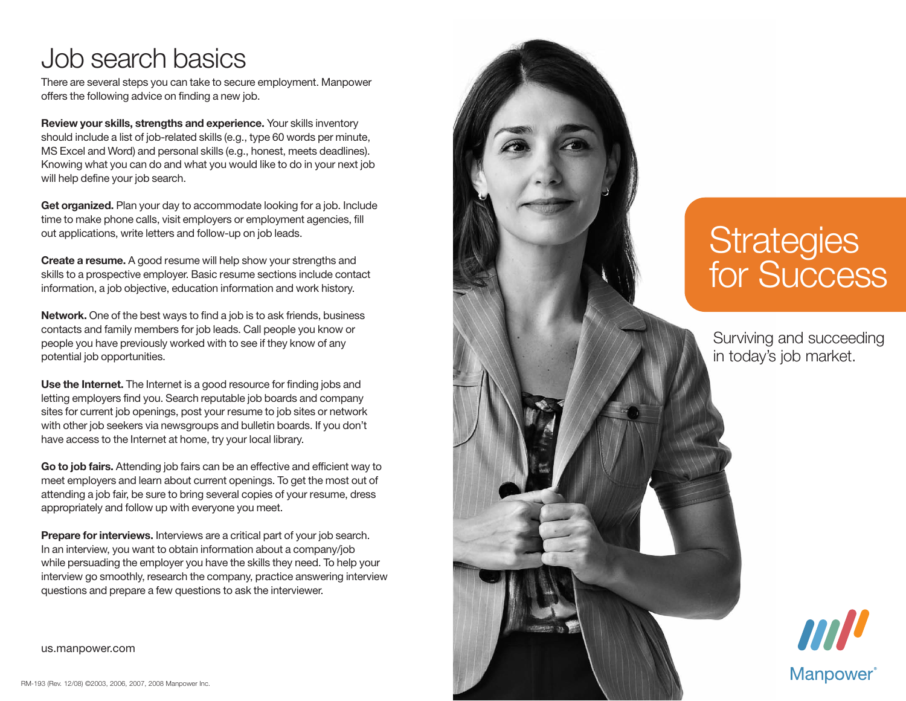# Job search basics

There are several steps you can take to secure employment. Manpower offers the following advice on finding a new job.

**Review your skills, strengths and experience.** Your skills inventory should include a list of job-related skills (e.g., type 60 words per minute, MS Excel and Word) and personal skills (e.g., honest, meets deadlines). Knowing what you can do and what you would like to do in your next job will help define your job search.

**Get organized.** Plan your day to accommodate looking for a job. Include time to make phone calls, visit employers or employment agencies, fill out applications, write letters and follow-up on job leads.

**Create a resume.** A good resume will help show your strengths and skills to a prospective employer. Basic resume sections include contact information, a job objective, education information and work history.

**Network.** One of the best ways to find a job is to ask friends, business contacts and family members for job leads. Call people you know or people you have previously worked with to see if they know of any potential job opportunities.

**Use the Internet.** The Internet is a good resource for finding jobs and letting employers find you. Search reputable job boards and company sites for current job openings, post your resume to job sites or network with other job seekers via newsgroups and bulletin boards. If you don't have access to the Internet at home, try your local library.

**Go to job fairs.** Attending job fairs can be an effective and efficient way to meet employers and learn about current openings. To get the most out of attending a job fair, be sure to bring several copies of your resume, dress appropriately and follow up with everyone you meet.

**Prepare for interviews.** Interviews are a critical part of your job search. In an interview, you want to obtain information about a company/job while persuading the employer you have the skills they need. To help your interview go smoothly, research the company, practice answering interview questions and prepare a few questions to ask the interviewer.

us.manpower.com

RM-193 (Rev. 12/08) ©2003, 2006, 2007, 2008 Manpower Inc.

# Strategies for Success

Surviving and succeeding in today's job market.

Manpower®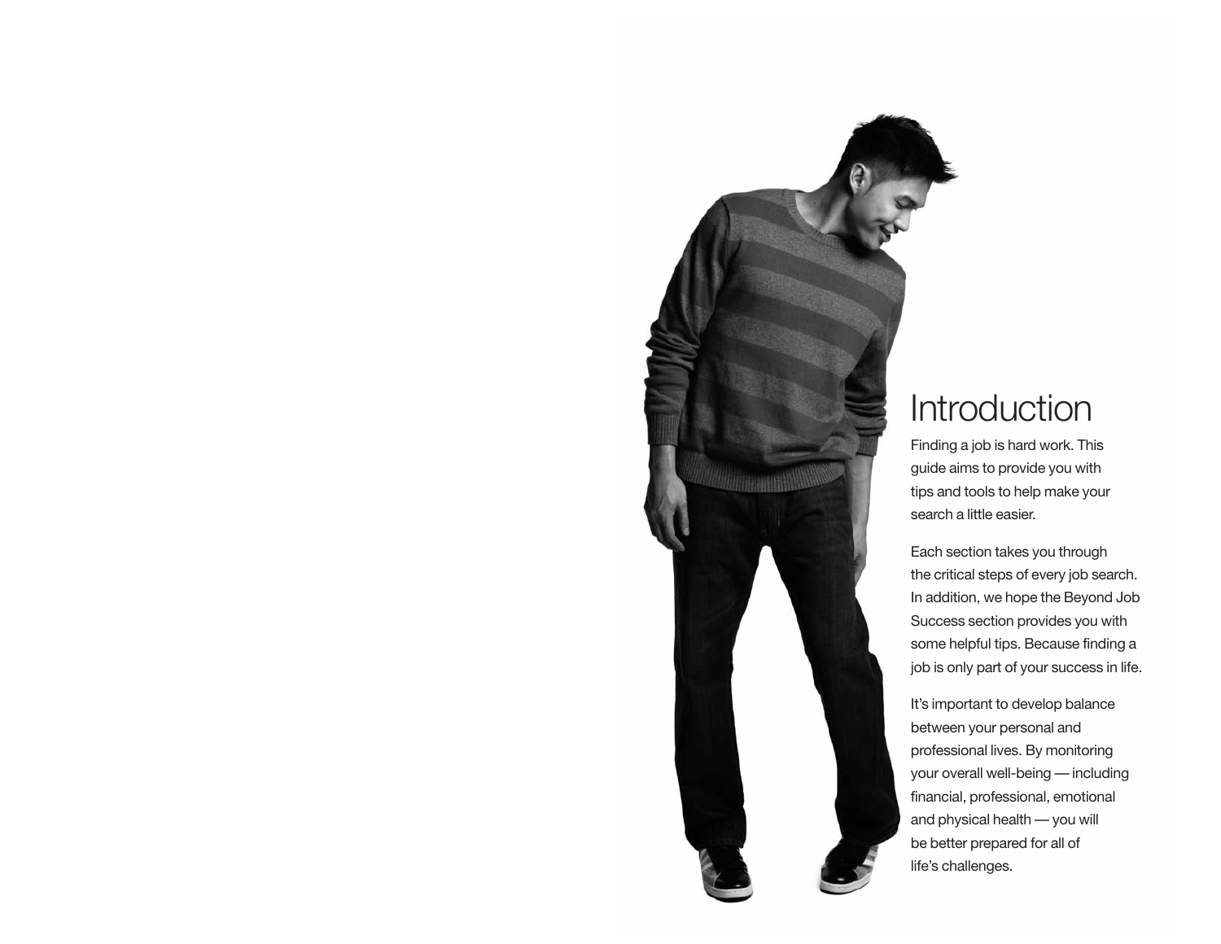# Introduction

Finding a job is hard work. This guide aims to provide you with tips and tools to help make your search a little easier.

Each section takes you through the critical steps of every job search. In addition, we hope the Beyond Job Success section provides you with some helpful tips. Because finding a job is only part of your success in life.

It's important to develop balance between your personal and professional lives. By monitoring your overall well-being — including financial, professional, emotional and physical health — you will be better prepared for all of life's challenges.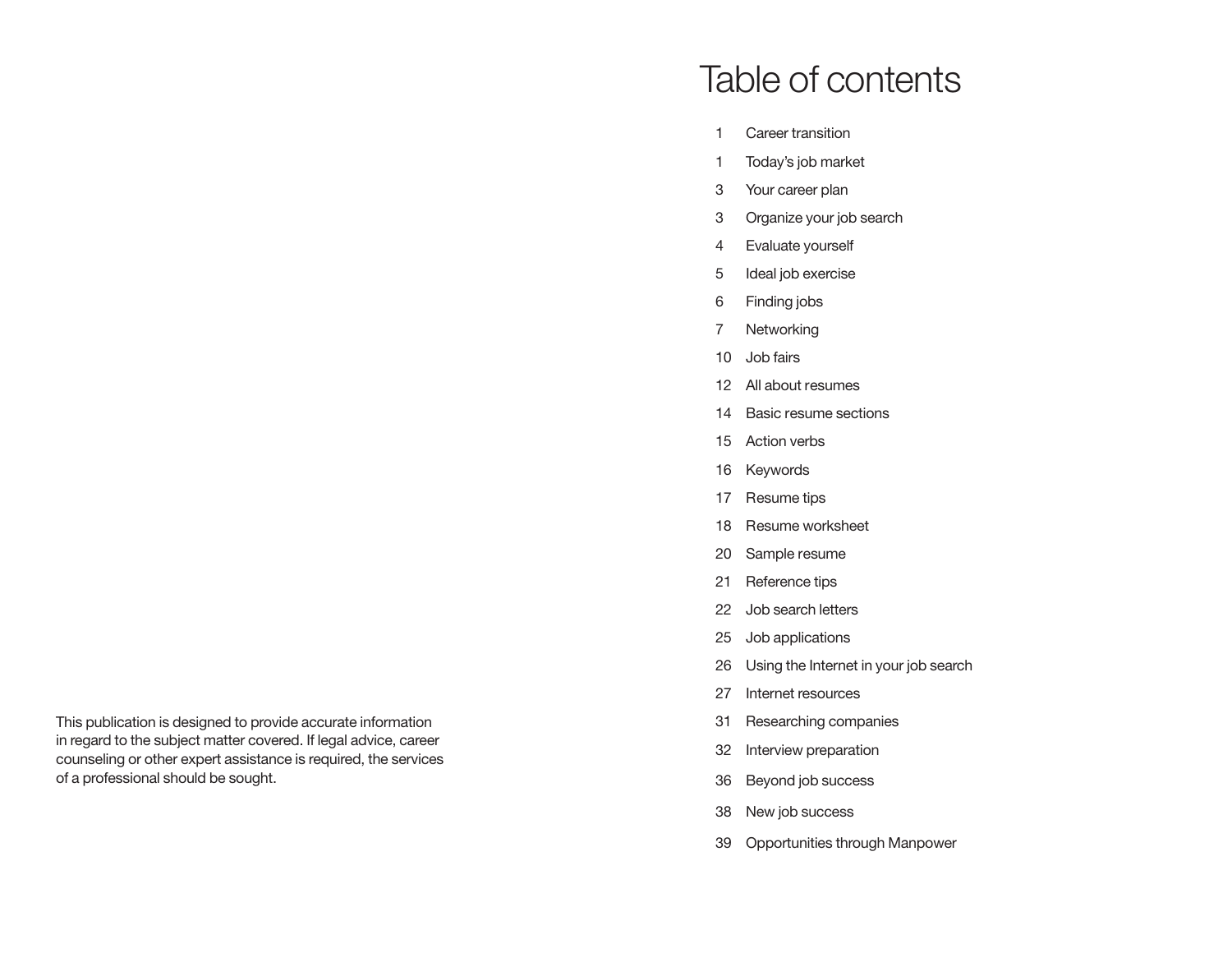This publication is designed to provide accurate information in regard to the subject matter covered. If legal advice, career counseling or other expert assistance is required, the services of a professional should be sought.

# Table of contents

| | |
|---|---|
| 1 | Career transition |
| 1 | Today's job market |
| 3 | Your career plan |
| 3 | Organize your job search |
| 4 | Evaluate yourself |
| 5 | Ideal job exercise |
| 6 | Finding jobs |
| 7 | Networking |
| 10 | Job fairs |
| 12 | All about resumes |
| 14 | Basic resume sections |
| 15 | Action verbs |
| 16 | Keywords |
| 17 | Resume tips |
| 18 | Resume worksheet |
| 20 | Sample resume |
| 21 | Reference tips |
| 22 | Job search letters |
| 25 | Job applications |
| 26 | Using the Internet in your job search |
| 27 | Internet resources |
| 31 | Researching companies |
| 32 | Interview preparation |
| 36 | Beyond job success |
| 38 | New job success |
| 39 | Opportunities through Manpower |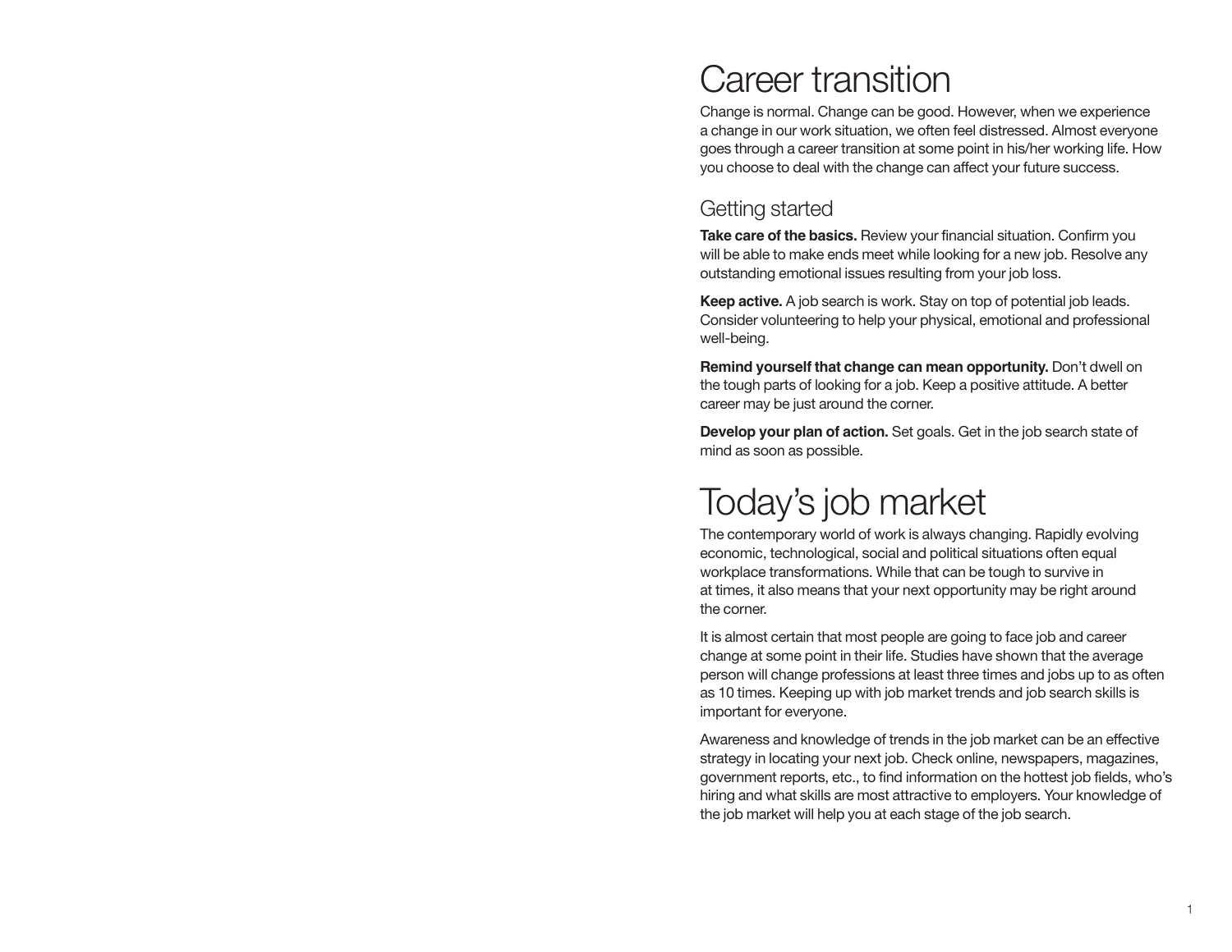# Career transition

Change is normal. Change can be good. However, when we experience a change in our work situation, we often feel distressed. Almost everyone goes through a career transition at some point in his/her working life. How you choose to deal with the change can affect your future success.

## Getting started

**Take care of the basics.** Review your financial situation. Confirm you will be able to make ends meet while looking for a new job. Resolve any outstanding emotional issues resulting from your job loss.

**Keep active.** A job search is work. Stay on top of potential job leads. Consider volunteering to help your physical, emotional and professional well-being.

**Remind yourself that change can mean opportunity.** Don't dwell on the tough parts of looking for a job. Keep a positive attitude. A better career may be just around the corner.

**Develop your plan of action.** Set goals. Get in the job search state of mind as soon as possible.

# Today's job market

The contemporary world of work is always changing. Rapidly evolving economic, technological, social and political situations often equal workplace transformations. While that can be tough to survive in at times, it also means that your next opportunity may be right around the corner.

It is almost certain that most people are going to face job and career change at some point in their life. Studies have shown that the average person will change professions at least three times and jobs up to as often as 10 times. Keeping up with job market trends and job search skills is important for everyone.

Awareness and knowledge of trends in the job market can be an effective strategy in locating your next job. Check online, newspapers, magazines, government reports, etc., to find information on the hottest job fields, who's hiring and what skills are most attractive to employers. Your knowledge of the job market will help you at each stage of the job search.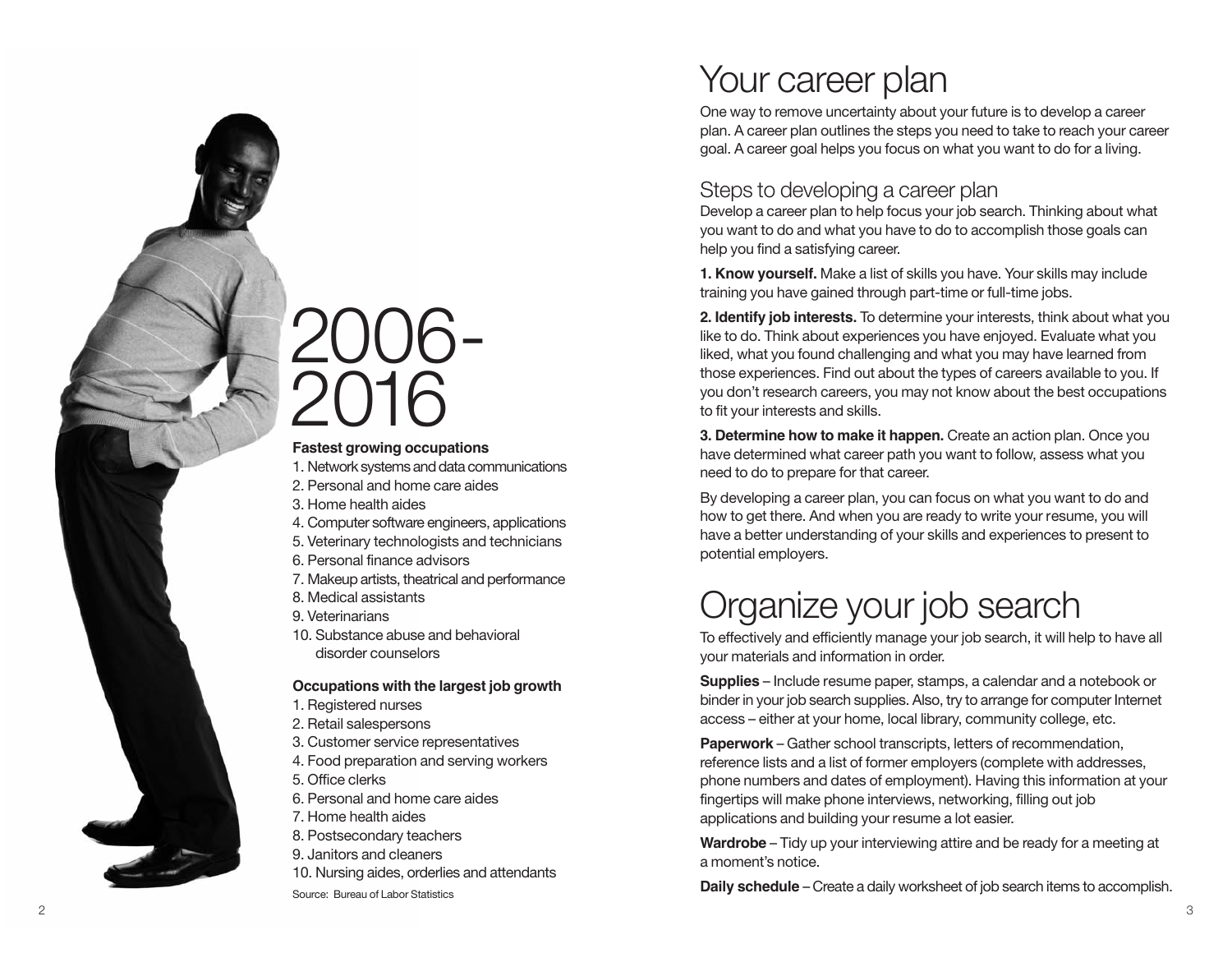# 2006-2016

**Fastest growing occupations**

1. Network systems and data communications
2. Personal and home care aides
3. Home health aides
4. Computer software engineers, applications
5. Veterinary technologists and technicians
6. Personal finance advisors
7. Makeup artists, theatrical and performance
8. Medical assistants
9. Veterinarians
10. Substance abuse and behavioral disorder counselors

**Occupations with the largest job growth**

1. Registered nurses
2. Retail salespersons
3. Customer service representatives
4. Food preparation and serving workers
5. Office clerks
6. Personal and home care aides
7. Home health aides
8. Postsecondary teachers
9. Janitors and cleaners
10. Nursing aides, orderlies and attendants

Source: Bureau of Labor Statistics

# Your career plan

One way to remove uncertainty about your future is to develop a career plan. A career plan outlines the steps you need to take to reach your career goal. A career goal helps you focus on what you want to do for a living.

## Steps to developing a career plan

Develop a career plan to help focus your job search. Thinking about what you want to do and what you have to do to accomplish those goals can help you find a satisfying career.

**1. Know yourself.** Make a list of skills you have. Your skills may include training you have gained through part-time or full-time jobs.

**2. Identify job interests.** To determine your interests, think about what you like to do. Think about experiences you have enjoyed. Evaluate what you liked, what you found challenging and what you may have learned from those experiences. Find out about the types of careers available to you. If you don't research careers, you may not know about the best occupations to fit your interests and skills.

**3. Determine how to make it happen.** Create an action plan. Once you have determined what career path you want to follow, assess what you need to do to prepare for that career.

By developing a career plan, you can focus on what you want to do and how to get there. And when you are ready to write your resume, you will have a better understanding of your skills and experiences to present to potential employers.

# Organize your job search

To effectively and efficiently manage your job search, it will help to have all your materials and information in order.

**Supplies** – Include resume paper, stamps, a calendar and a notebook or binder in your job search supplies. Also, try to arrange for computer Internet access – either at your home, local library, community college, etc.

**Paperwork** – Gather school transcripts, letters of recommendation, reference lists and a list of former employers (complete with addresses, phone numbers and dates of employment). Having this information at your fingertips will make phone interviews, networking, filling out job applications and building your resume a lot easier.

**Wardrobe** – Tidy up your interviewing attire and be ready for a meeting at a moment's notice.

**Daily schedule** – Create a daily worksheet of job search items to accomplish.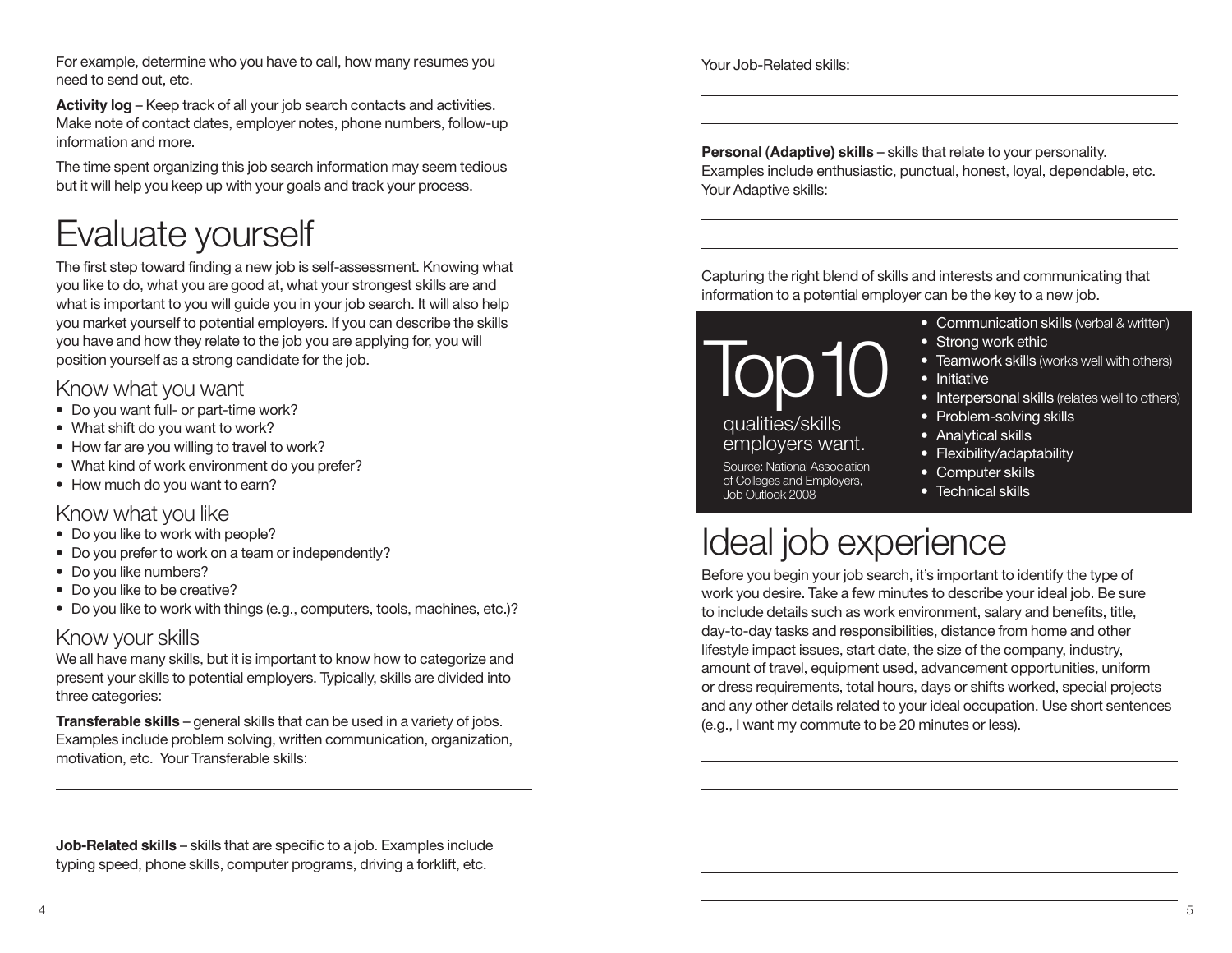For example, determine who you have to call, how many resumes you need to send out, etc.

**Activity log** – Keep track of all your job search contacts and activities. Make note of contact dates, employer notes, phone numbers, follow-up information and more.

The time spent organizing this job search information may seem tedious but it will help you keep up with your goals and track your process.

# Evaluate yourself

The first step toward finding a new job is self-assessment. Knowing what you like to do, what you are good at, what your strongest skills are and what is important to you will guide you in your job search. It will also help you market yourself to potential employers. If you can describe the skills you have and how they relate to the job you are applying for, you will position yourself as a strong candidate for the job.

## Know what you want

- Do you want full- or part-time work?
- What shift do you want to work?
- How far are you willing to travel to work?
- What kind of work environment do you prefer?
- How much do you want to earn?

## Know what you like

- Do you like to work with people?
- Do you prefer to work on a team or independently?
- Do you like numbers?
- Do you like to be creative?
- Do you like to work with things (e.g., computers, tools, machines, etc.)?

## Know your skills

We all have many skills, but it is important to know how to categorize and present your skills to potential employers. Typically, skills are divided into three categories:

**Transferable skills** – general skills that can be used in a variety of jobs. Examples include problem solving, written communication, organization, motivation, etc. Your Transferable skills:

______________________________________________

______________________________________________

**Job-Related skills** – skills that are specific to a job. Examples include typing speed, phone skills, computer programs, driving a forklift, etc.

Your Job-Related skills:

______________________________________________

______________________________________________

**Personal (Adaptive) skills** – skills that relate to your personality. Examples include enthusiastic, punctual, honest, loyal, dependable, etc. Your Adaptive skills:

______________________________________________

______________________________________________

Capturing the right blend of skills and interests and communicating that information to a potential employer can be the key to a new job.

**Top 10** qualities/skills employers want.

Source: National Association of Colleges and Employers, Job Outlook 2008

- **Communication skills** (verbal & written)
- Strong work ethic
- **Teamwork skills** (works well with others)
- Initiative
- **Interpersonal skills** (relates well to others)
- Problem-solving skills
- Analytical skills
- Flexibility/adaptability
- Computer skills
- Technical skills

# Ideal job experience

Before you begin your job search, it's important to identify the type of work you desire. Take a few minutes to describe your ideal job. Be sure to include details such as work environment, salary and benefits, title, day-to-day tasks and responsibilities, distance from home and other lifestyle impact issues, start date, the size of the company, industry, amount of travel, equipment used, advancement opportunities, uniform or dress requirements, total hours, days or shifts worked, special projects and any other details related to your ideal occupation. Use short sentences (e.g., I want my commute to be 20 minutes or less).

______________________________________________

______________________________________________

______________________________________________

______________________________________________

______________________________________________

______________________________________________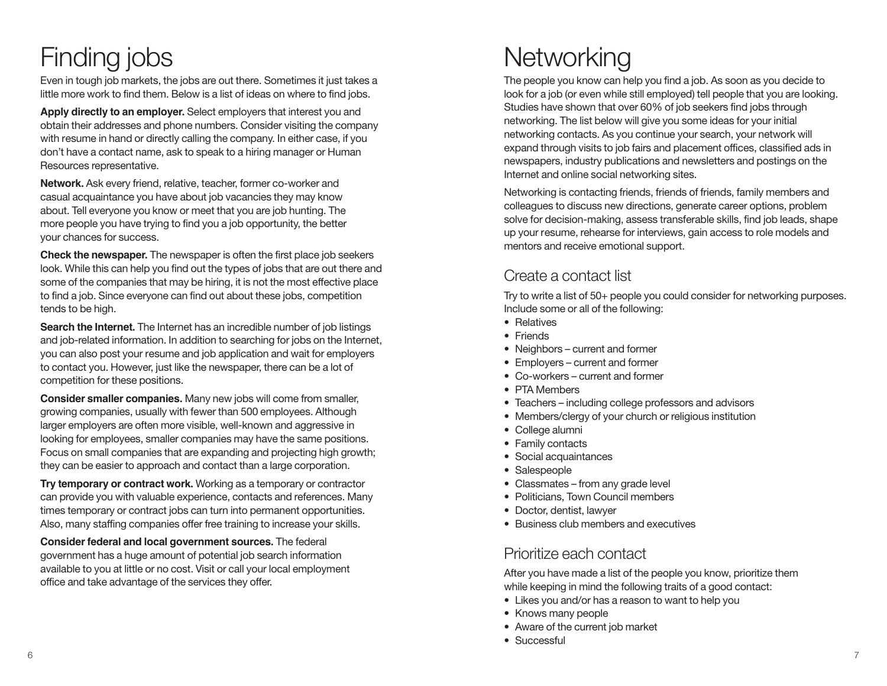# Finding jobs

Even in tough job markets, the jobs are out there. Sometimes it just takes a little more work to find them. Below is a list of ideas on where to find jobs.

**Apply directly to an employer.** Select employers that interest you and obtain their addresses and phone numbers. Consider visiting the company with resume in hand or directly calling the company. In either case, if you don't have a contact name, ask to speak to a hiring manager or Human Resources representative.

**Network.** Ask every friend, relative, teacher, former co-worker and casual acquaintance you have about job vacancies they may know about. Tell everyone you know or meet that you are job hunting. The more people you have trying to find you a job opportunity, the better your chances for success.

**Check the newspaper.** The newspaper is often the first place job seekers look. While this can help you find out the types of jobs that are out there and some of the companies that may be hiring, it is not the most effective place to find a job. Since everyone can find out about these jobs, competition tends to be high.

**Search the Internet.** The Internet has an incredible number of job listings and job-related information. In addition to searching for jobs on the Internet, you can also post your resume and job application and wait for employers to contact you. However, just like the newspaper, there can be a lot of competition for these positions.

**Consider smaller companies.** Many new jobs will come from smaller, growing companies, usually with fewer than 500 employees. Although larger employers are often more visible, well-known and aggressive in looking for employees, smaller companies may have the same positions. Focus on small companies that are expanding and projecting high growth; they can be easier to approach and contact than a large corporation.

**Try temporary or contract work.** Working as a temporary or contractor can provide you with valuable experience, contacts and references. Many times temporary or contract jobs can turn into permanent opportunities. Also, many staffing companies offer free training to increase your skills.

**Consider federal and local government sources.** The federal government has a huge amount of potential job search information available to you at little or no cost. Visit or call your local employment office and take advantage of the services they offer.

# Networking

The people you know can help you find a job. As soon as you decide to look for a job (or even while still employed) tell people that you are looking. Studies have shown that over 60% of job seekers find jobs through networking. The list below will give you some ideas for your initial networking contacts. As you continue your search, your network will expand through visits to job fairs and placement offices, classified ads in newspapers, industry publications and newsletters and postings on the Internet and online social networking sites.

Networking is contacting friends, friends of friends, family members and colleagues to discuss new directions, generate career options, problem solve for decision-making, assess transferable skills, find job leads, shape up your resume, rehearse for interviews, gain access to role models and mentors and receive emotional support.

## Create a contact list

Try to write a list of 50+ people you could consider for networking purposes. Include some or all of the following:

- Relatives
- Friends
- Neighbors – current and former
- Employers – current and former
- Co-workers – current and former
- PTA Members
- Teachers – including college professors and advisors
- Members/clergy of your church or religious institution
- College alumni
- Family contacts
- Social acquaintances
- Salespeople
- Classmates – from any grade level
- Politicians, Town Council members
- Doctor, dentist, lawyer
- Business club members and executives

## Prioritize each contact

After you have made a list of the people you know, prioritize them while keeping in mind the following traits of a good contact:

- Likes you and/or has a reason to want to help you
- Knows many people
- Aware of the current job market
- Successful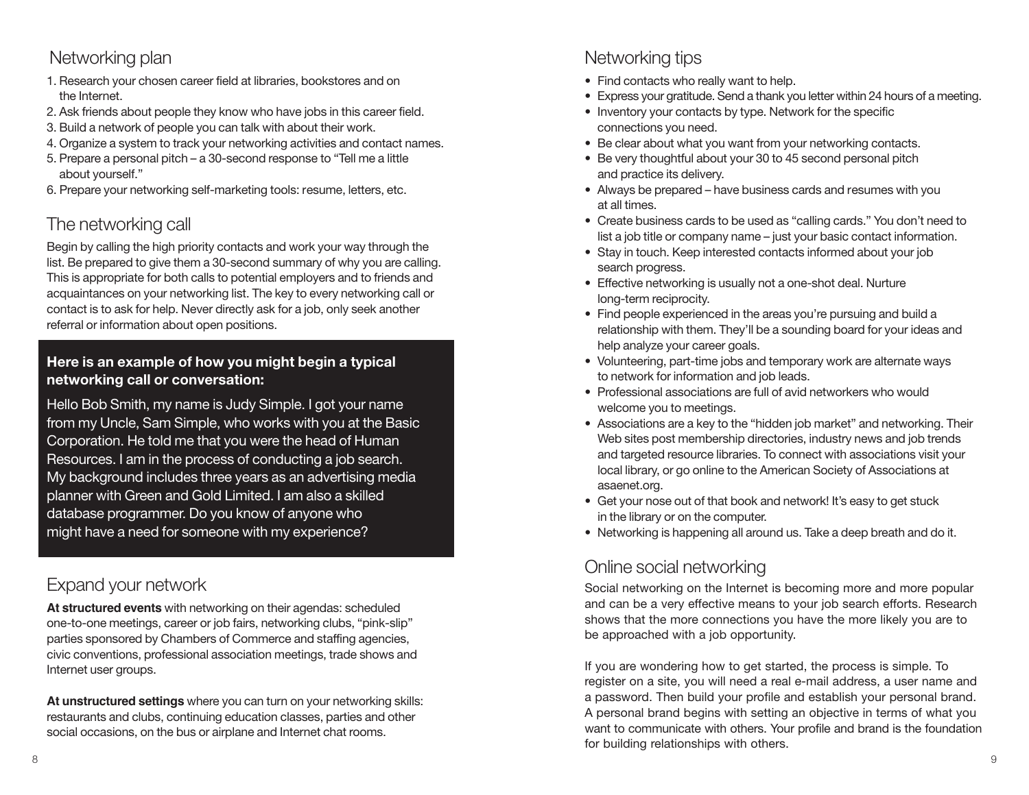## Networking plan

1. Research your chosen career field at libraries, bookstores and on the Internet.
2. Ask friends about people they know who have jobs in this career field.
3. Build a network of people you can talk with about their work.
4. Organize a system to track your networking activities and contact names.
5. Prepare a personal pitch – a 30-second response to "Tell me a little about yourself."
6. Prepare your networking self-marketing tools: resume, letters, etc.

## The networking call

Begin by calling the high priority contacts and work your way through the list. Be prepared to give them a 30-second summary of why you are calling. This is appropriate for both calls to potential employers and to friends and acquaintances on your networking list. The key to every networking call or contact is to ask for help. Never directly ask for a job, only seek another referral or information about open positions.

**Here is an example of how you might begin a typical networking call or conversation:**

Hello Bob Smith, my name is Judy Simple. I got your name from my Uncle, Sam Simple, who works with you at the Basic Corporation. He told me that you were the head of Human Resources. I am in the process of conducting a job search. My background includes three years as an advertising media planner with Green and Gold Limited. I am also a skilled database programmer. Do you know of anyone who might have a need for someone with my experience?

## Expand your network

**At structured events** with networking on their agendas: scheduled one-to-one meetings, career or job fairs, networking clubs, "pink-slip" parties sponsored by Chambers of Commerce and staffing agencies, civic conventions, professional association meetings, trade shows and Internet user groups.

**At unstructured settings** where you can turn on your networking skills: restaurants and clubs, continuing education classes, parties and other social occasions, on the bus or airplane and Internet chat rooms.

## Networking tips

- Find contacts who really want to help.
- Express your gratitude. Send a thank you letter within 24 hours of a meeting.
- Inventory your contacts by type. Network for the specific connections you need.
- Be clear about what you want from your networking contacts.
- Be very thoughtful about your 30 to 45 second personal pitch and practice its delivery.
- Always be prepared – have business cards and resumes with you at all times.
- Create business cards to be used as "calling cards." You don't need to list a job title or company name – just your basic contact information.
- Stay in touch. Keep interested contacts informed about your job search progress.
- Effective networking is usually not a one-shot deal. Nurture long-term reciprocity.
- Find people experienced in the areas you're pursuing and build a relationship with them. They'll be a sounding board for your ideas and help analyze your career goals.
- Volunteering, part-time jobs and temporary work are alternate ways to network for information and job leads.
- Professional associations are full of avid networkers who would welcome you to meetings.
- Associations are a key to the "hidden job market" and networking. Their Web sites post membership directories, industry news and job trends and targeted resource libraries. To connect with associations visit your local library, or go online to the American Society of Associations at asaenet.org.
- Get your nose out of that book and network! It's easy to get stuck in the library or on the computer.
- Networking is happening all around us. Take a deep breath and do it.

## Online social networking

Social networking on the Internet is becoming more and more popular and can be a very effective means to your job search efforts. Research shows that the more connections you have the more likely you are to be approached with a job opportunity.

If you are wondering how to get started, the process is simple. To register on a site, you will need a real e-mail address, a user name and a password. Then build your profile and establish your personal brand. A personal brand begins with setting an objective in terms of what you want to communicate with others. Your profile and brand is the foundation for building relationships with others.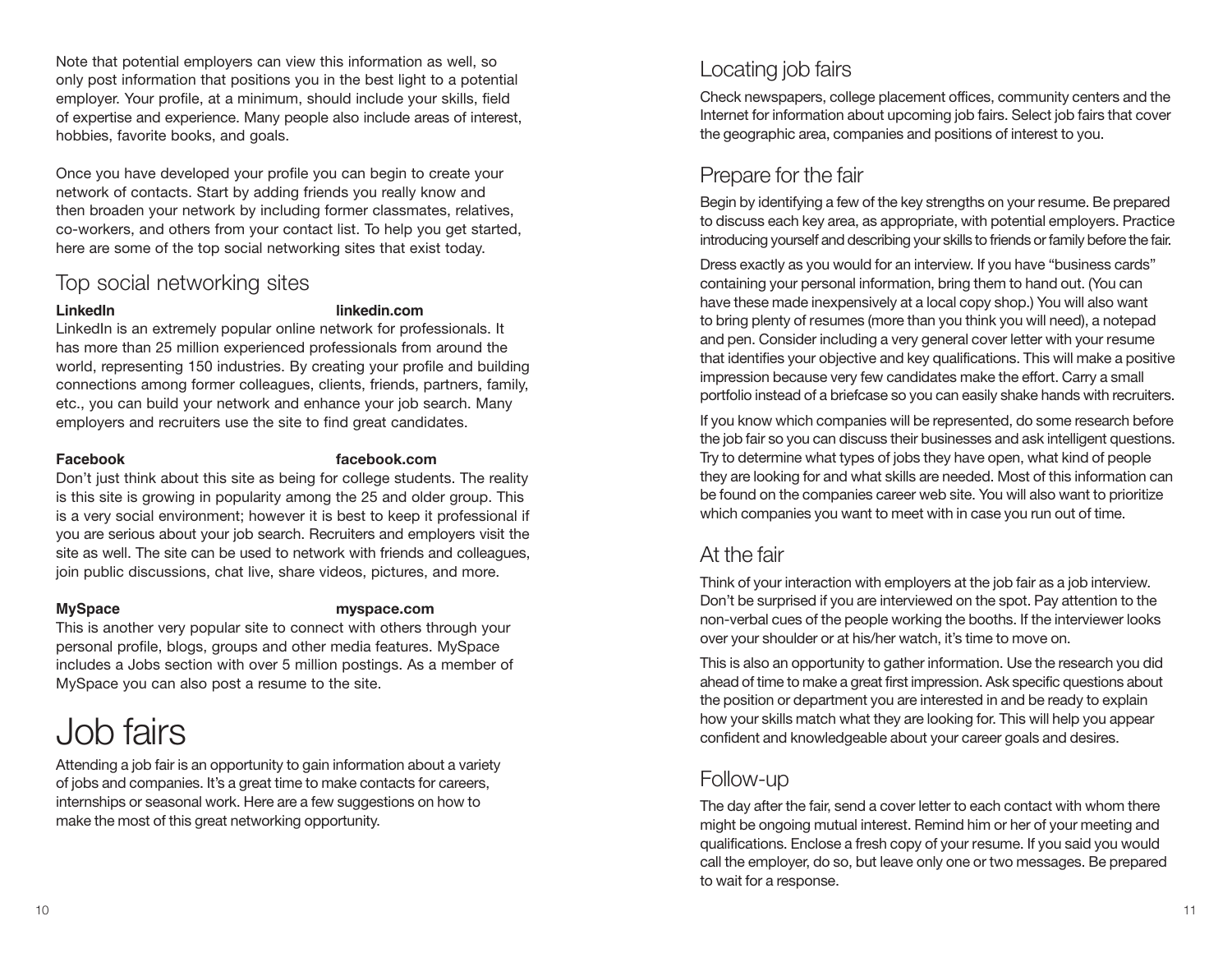Note that potential employers can view this information as well, so only post information that positions you in the best light to a potential employer. Your profile, at a minimum, should include your skills, field of expertise and experience. Many people also include areas of interest, hobbies, favorite books, and goals.

Once you have developed your profile you can begin to create your network of contacts. Start by adding friends you really know and then broaden your network by including former classmates, relatives, co-workers, and others from your contact list. To help you get started, here are some of the top social networking sites that exist today.

## Top social networking sites

**LinkedIn** **linkedin.com**

LinkedIn is an extremely popular online network for professionals. It has more than 25 million experienced professionals from around the world, representing 150 industries. By creating your profile and building connections among former colleagues, clients, friends, partners, family, etc., you can build your network and enhance your job search. Many employers and recruiters use the site to find great candidates.

**Facebook** **facebook.com**

Don't just think about this site as being for college students. The reality is this site is growing in popularity among the 25 and older group. This is a very social environment; however it is best to keep it professional if you are serious about your job search. Recruiters and employers visit the site as well. The site can be used to network with friends and colleagues, join public discussions, chat live, share videos, pictures, and more.

**MySpace** **myspace.com**

This is another very popular site to connect with others through your personal profile, blogs, groups and other media features. MySpace includes a Jobs section with over 5 million postings. As a member of MySpace you can also post a resume to the site.

# Job fairs

Attending a job fair is an opportunity to gain information about a variety of jobs and companies. It's a great time to make contacts for careers, internships or seasonal work. Here are a few suggestions on how to make the most of this great networking opportunity.

## Locating job fairs

Check newspapers, college placement offices, community centers and the Internet for information about upcoming job fairs. Select job fairs that cover the geographic area, companies and positions of interest to you.

## Prepare for the fair

Begin by identifying a few of the key strengths on your resume. Be prepared to discuss each key area, as appropriate, with potential employers. Practice introducing yourself and describing your skills to friends or family before the fair.

Dress exactly as you would for an interview. If you have "business cards" containing your personal information, bring them to hand out. (You can have these made inexpensively at a local copy shop.) You will also want to bring plenty of resumes (more than you think you will need), a notepad and pen. Consider including a very general cover letter with your resume that identifies your objective and key qualifications. This will make a positive impression because very few candidates make the effort. Carry a small portfolio instead of a briefcase so you can easily shake hands with recruiters.

If you know which companies will be represented, do some research before the job fair so you can discuss their businesses and ask intelligent questions. Try to determine what types of jobs they have open, what kind of people they are looking for and what skills are needed. Most of this information can be found on the companies career web site. You will also want to prioritize which companies you want to meet with in case you run out of time.

## At the fair

Think of your interaction with employers at the job fair as a job interview. Don't be surprised if you are interviewed on the spot. Pay attention to the non-verbal cues of the people working the booths. If the interviewer looks over your shoulder or at his/her watch, it's time to move on.

This is also an opportunity to gather information. Use the research you did ahead of time to make a great first impression. Ask specific questions about the position or department you are interested in and be ready to explain how your skills match what they are looking for. This will help you appear confident and knowledgeable about your career goals and desires.

## Follow-up

The day after the fair, send a cover letter to each contact with whom there might be ongoing mutual interest. Remind him or her of your meeting and qualifications. Enclose a fresh copy of your resume. If you said you would call the employer, do so, but leave only one or two messages. Be prepared to wait for a response.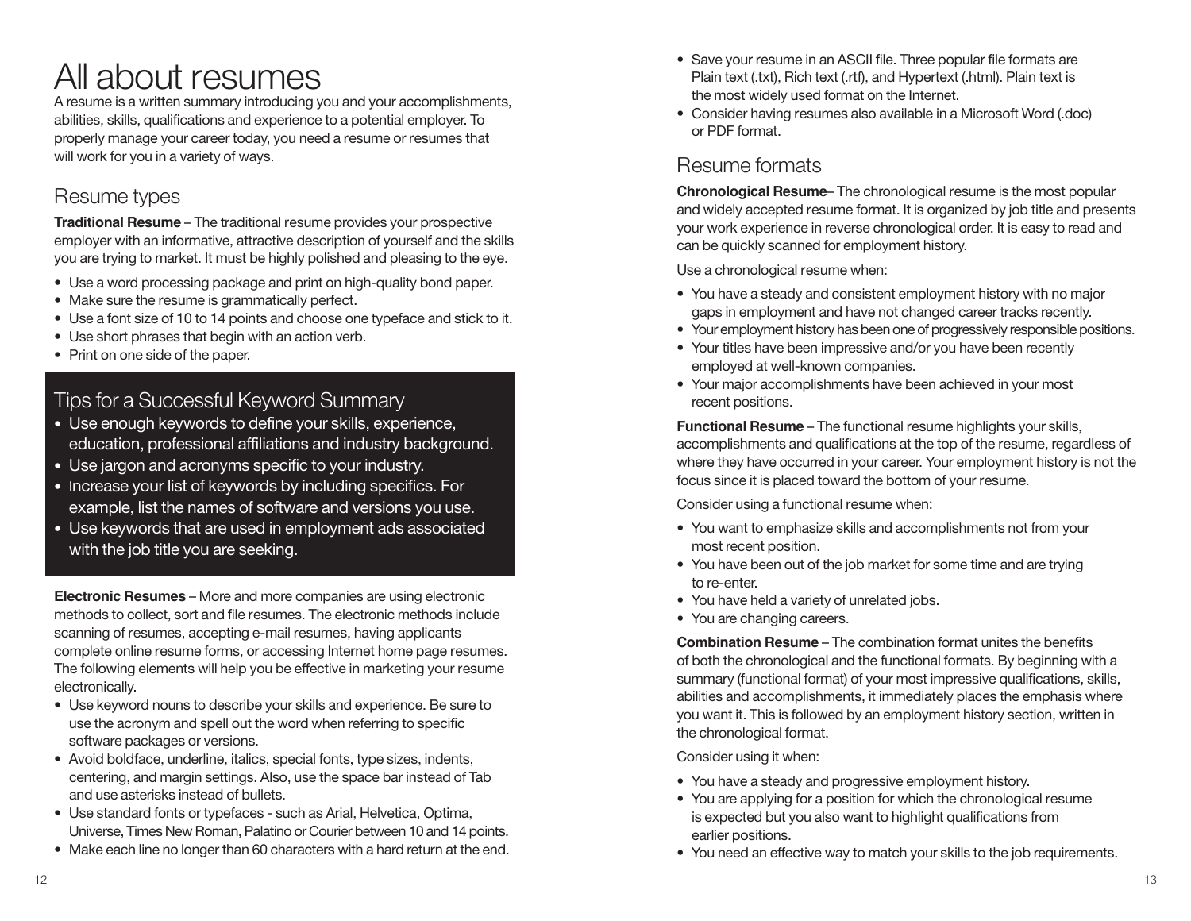# All about resumes

A resume is a written summary introducing you and your accomplishments, abilities, skills, qualifications and experience to a potential employer. To properly manage your career today, you need a resume or resumes that will work for you in a variety of ways.

## Resume types

**Traditional Resume** – The traditional resume provides your prospective employer with an informative, attractive description of yourself and the skills you are trying to market. It must be highly polished and pleasing to the eye.

- Use a word processing package and print on high-quality bond paper.
- Make sure the resume is grammatically perfect.
- Use a font size of 10 to 14 points and choose one typeface and stick to it.
- Use short phrases that begin with an action verb.
- Print on one side of the paper.

### Tips for a Successful Keyword Summary

- Use enough keywords to define your skills, experience, education, professional affiliations and industry background.
- Use jargon and acronyms specific to your industry.
- Increase your list of keywords by including specifics. For example, list the names of software and versions you use.
- Use keywords that are used in employment ads associated with the job title you are seeking.

**Electronic Resumes** – More and more companies are using electronic methods to collect, sort and file resumes. The electronic methods include scanning of resumes, accepting e-mail resumes, having applicants complete online resume forms, or accessing Internet home page resumes. The following elements will help you be effective in marketing your resume electronically.

- Use keyword nouns to describe your skills and experience. Be sure to use the acronym and spell out the word when referring to specific software packages or versions.
- Avoid boldface, underline, italics, special fonts, type sizes, indents, centering, and margin settings. Also, use the space bar instead of Tab and use asterisks instead of bullets.
- Use standard fonts or typefaces - such as Arial, Helvetica, Optima, Universe, Times New Roman, Palatino or Courier between 10 and 14 points.
- Make each line no longer than 60 characters with a hard return at the end.
- Save your resume in an ASCII file. Three popular file formats are Plain text (.txt), Rich text (.rtf), and Hypertext (.html). Plain text is the most widely used format on the Internet.
- Consider having resumes also available in a Microsoft Word (.doc) or PDF format.

## Resume formats

**Chronological Resume**– The chronological resume is the most popular and widely accepted resume format. It is organized by job title and presents your work experience in reverse chronological order. It is easy to read and can be quickly scanned for employment history.

Use a chronological resume when:

- You have a steady and consistent employment history with no major gaps in employment and have not changed career tracks recently.
- Your employment history has been one of progressively responsible positions.
- Your titles have been impressive and/or you have been recently employed at well-known companies.
- Your major accomplishments have been achieved in your most recent positions.

**Functional Resume** – The functional resume highlights your skills, accomplishments and qualifications at the top of the resume, regardless of where they have occurred in your career. Your employment history is not the focus since it is placed toward the bottom of your resume.

Consider using a functional resume when:

- You want to emphasize skills and accomplishments not from your most recent position.
- You have been out of the job market for some time and are trying to re-enter.
- You have held a variety of unrelated jobs.
- You are changing careers.

**Combination Resume** – The combination format unites the benefits of both the chronological and the functional formats. By beginning with a summary (functional format) of your most impressive qualifications, skills, abilities and accomplishments, it immediately places the emphasis where you want it. This is followed by an employment history section, written in the chronological format.

Consider using it when:

- You have a steady and progressive employment history.
- You are applying for a position for which the chronological resume is expected but you also want to highlight qualifications from earlier positions.
- You need an effective way to match your skills to the job requirements.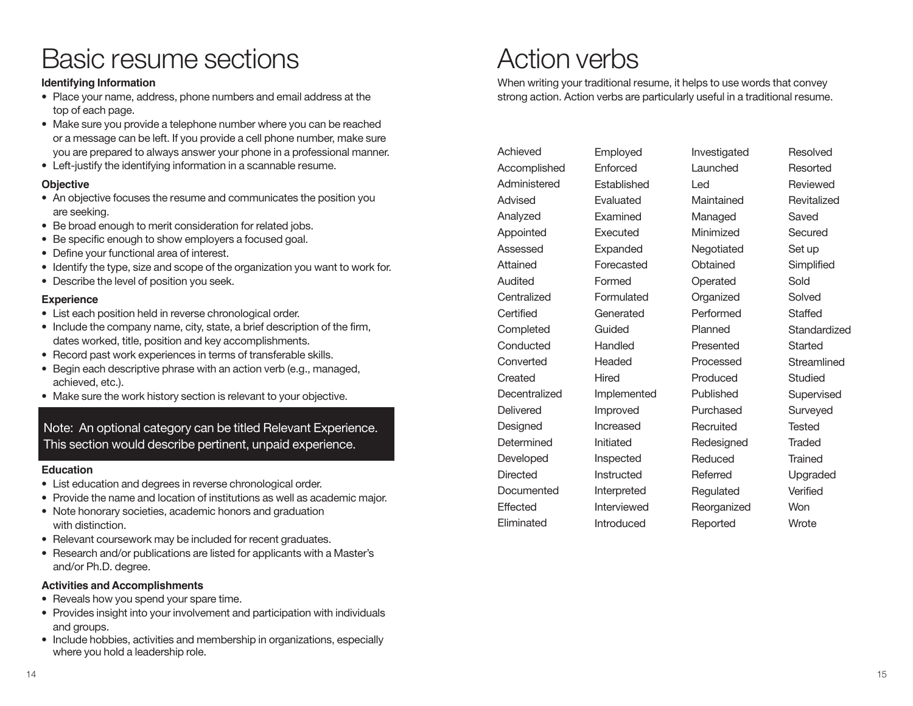# Basic resume sections

**Identifying Information**

- Place your name, address, phone numbers and email address at the top of each page.
- Make sure you provide a telephone number where you can be reached or a message can be left. If you provide a cell phone number, make sure you are prepared to always answer your phone in a professional manner.
- Left-justify the identifying information in a scannable resume.

**Objective**

- An objective focuses the resume and communicates the position you are seeking.
- Be broad enough to merit consideration for related jobs.
- Be specific enough to show employers a focused goal.
- Define your functional area of interest.
- Identify the type, size and scope of the organization you want to work for.
- Describe the level of position you seek.

**Experience**

- List each position held in reverse chronological order.
- Include the company name, city, state, a brief description of the firm, dates worked, title, position and key accomplishments.
- Record past work experiences in terms of transferable skills.
- Begin each descriptive phrase with an action verb (e.g., managed, achieved, etc.).
- Make sure the work history section is relevant to your objective.

Note: An optional category can be titled Relevant Experience. This section would describe pertinent, unpaid experience.

**Education**

- List education and degrees in reverse chronological order.
- Provide the name and location of institutions as well as academic major.
- Note honorary societies, academic honors and graduation with distinction.
- Relevant coursework may be included for recent graduates.
- Research and/or publications are listed for applicants with a Master's and/or Ph.D. degree.

**Activities and Accomplishments**

- Reveals how you spend your spare time.
- Provides insight into your involvement and participation with individuals and groups.
- Include hobbies, activities and membership in organizations, especially where you hold a leadership role.

# Action verbs

When writing your traditional resume, it helps to use words that convey strong action. Action verbs are particularly useful in a traditional resume.

| | | | |
|---|---|---|---|
| Achieved | Employed | Investigated | Resolved |
| Accomplished | Enforced | Launched | Resorted |
| Administered | Established | Led | Reviewed |
| Advised | Evaluated | Maintained | Revitalized |
| Analyzed | Examined | Managed | Saved |
| Appointed | Executed | Minimized | Secured |
| Assessed | Expanded | Negotiated | Set up |
| Attained | Forecasted | Obtained | Simplified |
| Audited | Formed | Operated | Sold |
| Centralized | Formulated | Organized | Solved |
| Certified | Generated | Performed | Staffed |
| Completed | Guided | Planned | Standardized |
| Conducted | Handled | Presented | Started |
| Converted | Headed | Processed | Streamlined |
| Created | Hired | Produced | Studied |
| Decentralized | Implemented | Published | Supervised |
| Delivered | Improved | Purchased | Surveyed |
| Designed | Increased | Recruited | Tested |
| Determined | Initiated | Redesigned | Traded |
| Developed | Inspected | Reduced | Trained |
| Directed | Instructed | Referred | Upgraded |
| Documented | Interpreted | Regulated | Verified |
| Effected | Interviewed | Reorganized | Won |
| Eliminated | Introduced | Reported | Wrote |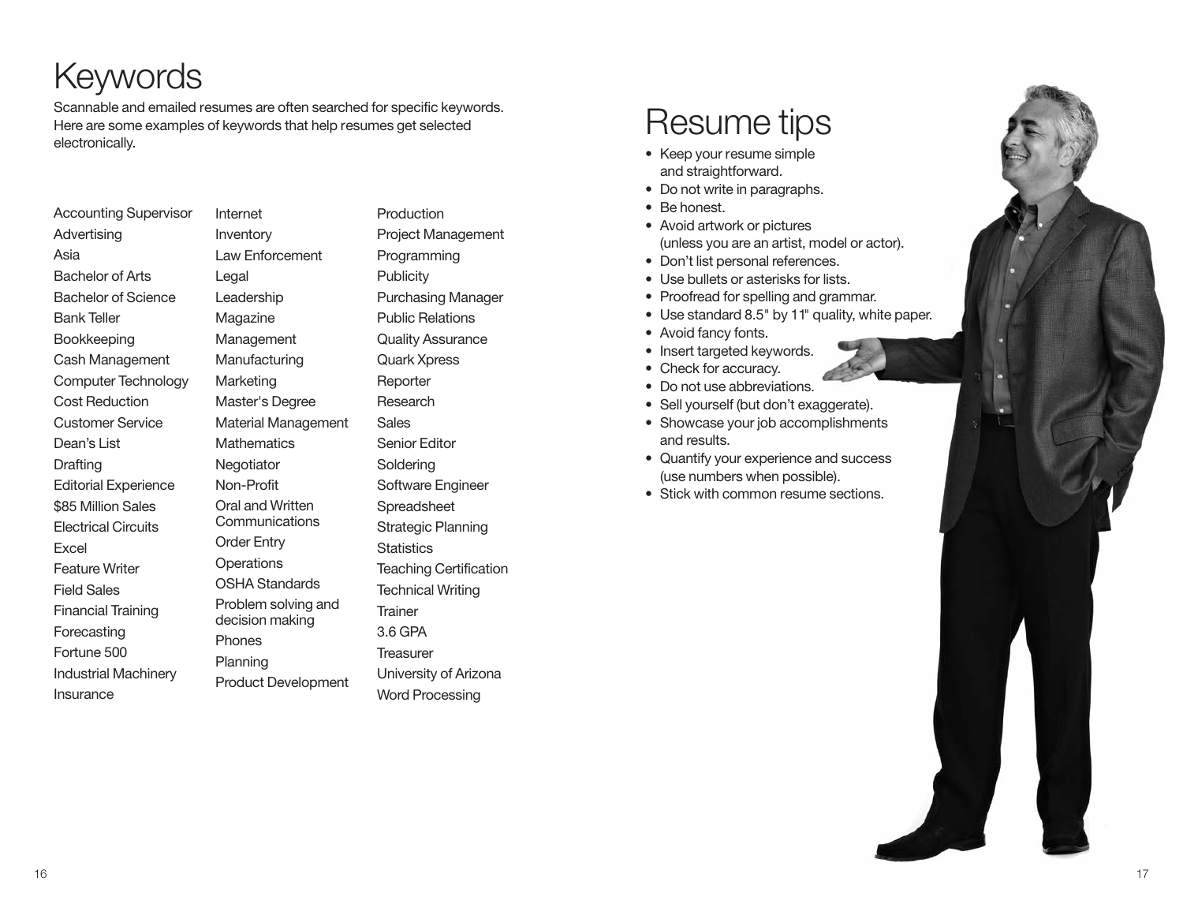# Keywords

Scannable and emailed resumes are often searched for specific keywords. Here are some examples of keywords that help resumes get selected electronically.

Accounting Supervisor
Advertising
Asia
Bachelor of Arts
Bachelor of Science
Bank Teller
Bookkeeping
Cash Management
Computer Technology
Cost Reduction
Customer Service
Dean's List
Drafting
Editorial Experience
$85 Million Sales
Electrical Circuits
Excel
Feature Writer
Field Sales
Financial Training
Forecasting
Fortune 500
Industrial Machinery
Insurance
Internet
Inventory
Law Enforcement
Legal
Leadership
Magazine
Management
Manufacturing
Marketing
Master's Degree
Material Management
Mathematics
Negotiator
Non-Profit
Oral and Written Communications
Order Entry
Operations
OSHA Standards
Problem solving and decision making
Phones
Planning
Product Development
Production
Project Management
Programming
Publicity
Purchasing Manager
Public Relations
Quality Assurance
Quark Xpress
Reporter
Research
Sales
Senior Editor
Soldering
Software Engineer
Spreadsheet
Strategic Planning
Statistics
Teaching Certification
Technical Writing
Trainer
3.6 GPA
Treasurer
University of Arizona
Word Processing

# Resume tips

- Keep your resume simple and straightforward.
- Do not write in paragraphs.
- Be honest.
- Avoid artwork or pictures (unless you are an artist, model or actor).
- Don't list personal references.
- Use bullets or asterisks for lists.
- Proofread for spelling and grammar.
- Use standard 8.5" by 11" quality, white paper.
- Avoid fancy fonts.
- Insert targeted keywords.
- Check for accuracy.
- Do not use abbreviations.
- Sell yourself (but don't exaggerate).
- Showcase your job accomplishments and results.
- Quantify your experience and success (use numbers when possible).
- Stick with common resume sections.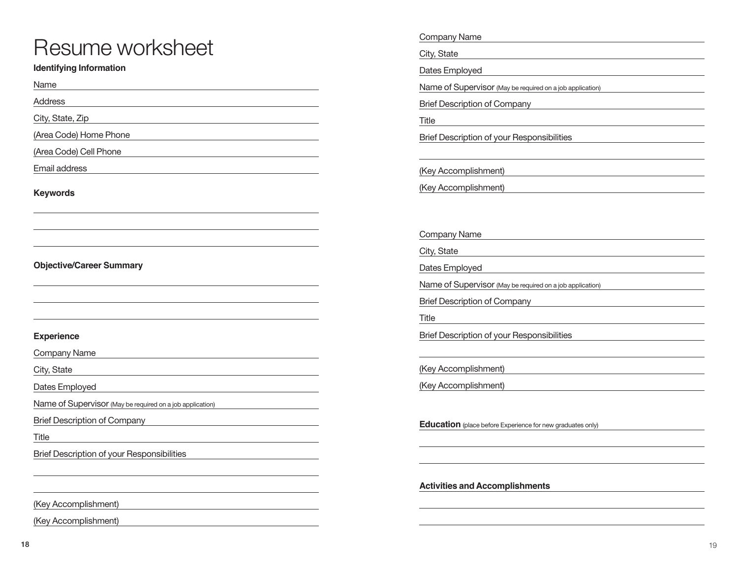# Resume worksheet

**Identifying Information**

Name

Address

City, State, Zip

(Area Code) Home Phone

(Area Code) Cell Phone

Email address

**Keywords**

**Objective/Career Summary**

**Experience**

Company Name

City, State

Dates Employed

Name of Supervisor (May be required on a job application)

Brief Description of Company

Title

Brief Description of your Responsibilities

(Key Accomplishment)

(Key Accomplishment)

Company Name

City, State

Dates Employed

Name of Supervisor (May be required on a job application)

Brief Description of Company

Title

Brief Description of your Responsibilities

(Key Accomplishment)

(Key Accomplishment)

Company Name

City, State

Dates Employed

Name of Supervisor (May be required on a job application)

Brief Description of Company

Title

Brief Description of your Responsibilities

(Key Accomplishment)

(Key Accomplishment)

**Education** (place before Experience for new graduates only)

**Activities and Accomplishments**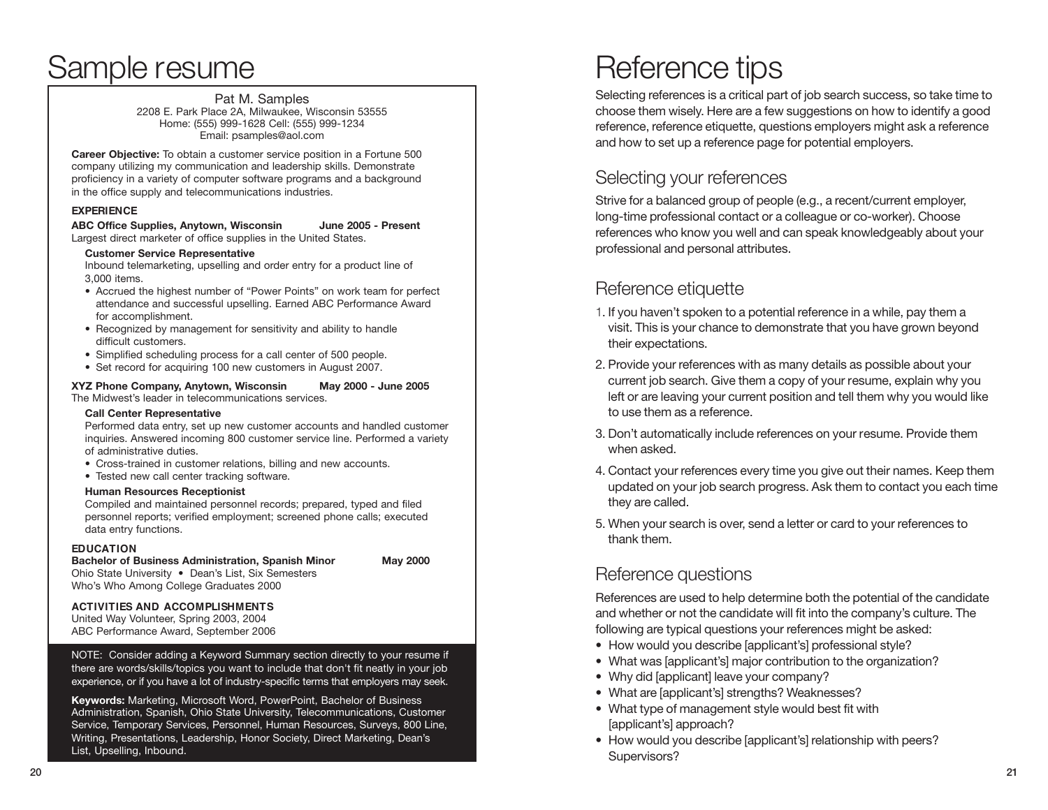# Sample resume

Pat M. Samples
2208 E. Park Place 2A, Milwaukee, Wisconsin 53555
Home: (555) 999-1628 Cell: (555) 999-1234
Email: psamples@aol.com

**Career Objective:** To obtain a customer service position in a Fortune 500 company utilizing my communication and leadership skills. Demonstrate proficiency in a variety of computer software programs and a background in the office supply and telecommunications industries.

**EXPERIENCE**

**ABC Office Supplies, Anytown, Wisconsin June 2005 - Present**
Largest direct marketer of office supplies in the United States.

**Customer Service Representative**
Inbound telemarketing, upselling and order entry for a product line of 3,000 items.

- Accrued the highest number of "Power Points" on work team for perfect attendance and successful upselling. Earned ABC Performance Award for accomplishment.
- Recognized by management for sensitivity and ability to handle difficult customers.
- Simplified scheduling process for a call center of 500 people.
- Set record for acquiring 100 new customers in August 2007.

**XYZ Phone Company, Anytown, Wisconsin May 2000 - June 2005**
The Midwest's leader in telecommunications services.

**Call Center Representative**
Performed data entry, set up new customer accounts and handled customer inquiries. Answered incoming 800 customer service line. Performed a variety of administrative duties.

- Cross-trained in customer relations, billing and new accounts.
- Tested new call center tracking software.

**Human Resources Receptionist**
Compiled and maintained personnel records; prepared, typed and filed personnel reports; verified employment; screened phone calls; executed data entry functions.

**EDUCATION**

**Bachelor of Business Administration, Spanish Minor May 2000**
Ohio State University • Dean's List, Six Semesters
Who's Who Among College Graduates 2000

**ACTIVITIES AND ACCOMPLISHMENTS**

United Way Volunteer, Spring 2003, 2004
ABC Performance Award, September 2006

NOTE: Consider adding a Keyword Summary section directly to your resume if there are words/skills/topics you want to include that don't fit neatly in your job experience, or if you have a lot of industry-specific terms that employers may seek.

**Keywords:** Marketing, Microsoft Word, PowerPoint, Bachelor of Business Administration, Spanish, Ohio State University, Telecommunications, Customer Service, Temporary Services, Personnel, Human Resources, Surveys, 800 Line, Writing, Presentations, Leadership, Honor Society, Direct Marketing, Dean's List, Upselling, Inbound.

# Reference tips

Selecting references is a critical part of job search success, so take time to choose them wisely. Here are a few suggestions on how to identify a good reference, reference etiquette, questions employers might ask a reference and how to set up a reference page for potential employers.

## Selecting your references

Strive for a balanced group of people (e.g., a recent/current employer, long-time professional contact or a colleague or co-worker). Choose references who know you well and can speak knowledgeably about your professional and personal attributes.

## Reference etiquette

1. If you haven't spoken to a potential reference in a while, pay them a visit. This is your chance to demonstrate that you have grown beyond their expectations.
2. Provide your references with as many details as possible about your current job search. Give them a copy of your resume, explain why you left or are leaving your current position and tell them why you would like to use them as a reference.
3. Don't automatically include references on your resume. Provide them when asked.
4. Contact your references every time you give out their names. Keep them updated on your job search progress. Ask them to contact you each time they are called.
5. When your search is over, send a letter or card to your references to thank them.

## Reference questions

References are used to help determine both the potential of the candidate and whether or not the candidate will fit into the company's culture. The following are typical questions your references might be asked:

- How would you describe [applicant's] professional style?
- What was [applicant's] major contribution to the organization?
- Why did [applicant] leave your company?
- What are [applicant's] strengths? Weaknesses?
- What type of management style would best fit with [applicant's] approach?
- How would you describe [applicant's] relationship with peers? Supervisors?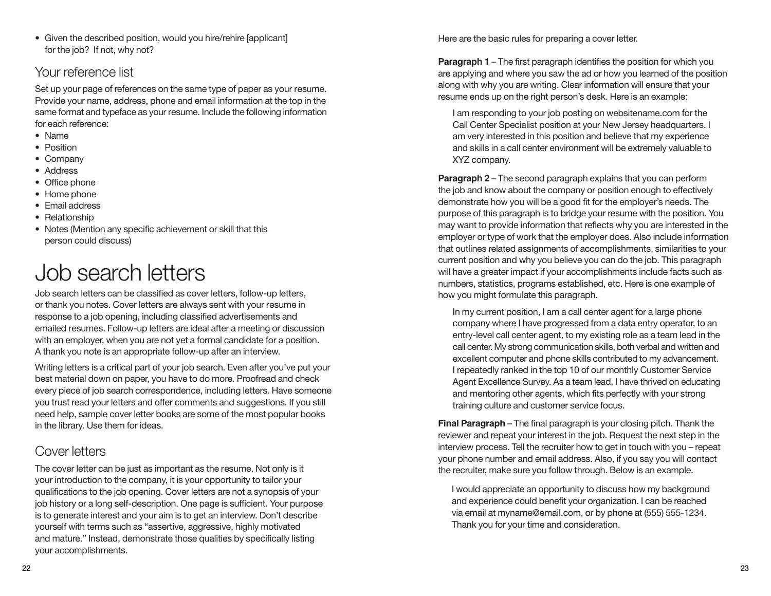- Given the described position, would you hire/rehire [applicant] for the job? If not, why not?

## Your reference list

Set up your page of references on the same type of paper as your resume. Provide your name, address, phone and email information at the top in the same format and typeface as your resume. Include the following information for each reference:

- Name
- Position
- Company
- Address
- Office phone
- Home phone
- Email address
- Relationship
- Notes (Mention any specific achievement or skill that this person could discuss)

# Job search letters

Job search letters can be classified as cover letters, follow-up letters, or thank you notes. Cover letters are always sent with your resume in response to a job opening, including classified advertisements and emailed resumes. Follow-up letters are ideal after a meeting or discussion with an employer, when you are not yet a formal candidate for a position. A thank you note is an appropriate follow-up after an interview.

Writing letters is a critical part of your job search. Even after you've put your best material down on paper, you have to do more. Proofread and check every piece of job search correspondence, including letters. Have someone you trust read your letters and offer comments and suggestions. If you still need help, sample cover letter books are some of the most popular books in the library. Use them for ideas.

## Cover letters

The cover letter can be just as important as the resume. Not only is it your introduction to the company, it is your opportunity to tailor your qualifications to the job opening. Cover letters are not a synopsis of your job history or a long self-description. One page is sufficient. Your purpose is to generate interest and your aim is to get an interview. Don't describe yourself with terms such as "assertive, aggressive, highly motivated and mature." Instead, demonstrate those qualities by specifically listing your accomplishments.

Here are the basic rules for preparing a cover letter.

**Paragraph 1** – The first paragraph identifies the position for which you are applying and where you saw the ad or how you learned of the position along with why you are writing. Clear information will ensure that your resume ends up on the right person's desk. Here is an example:

> I am responding to your job posting on websitename.com for the Call Center Specialist position at your New Jersey headquarters. I am very interested in this position and believe that my experience and skills in a call center environment will be extremely valuable to XYZ company.

**Paragraph 2** – The second paragraph explains that you can perform the job and know about the company or position enough to effectively demonstrate how you will be a good fit for the employer's needs. The purpose of this paragraph is to bridge your resume with the position. You may want to provide information that reflects why you are interested in the employer or type of work that the employer does. Also include information that outlines related assignments of accomplishments, similarities to your current position and why you believe you can do the job. This paragraph will have a greater impact if your accomplishments include facts such as numbers, statistics, programs established, etc. Here is one example of how you might formulate this paragraph.

> In my current position, I am a call center agent for a large phone company where I have progressed from a data entry operator, to an entry-level call center agent, to my existing role as a team lead in the call center. My strong communication skills, both verbal and written and excellent computer and phone skills contributed to my advancement. I repeatedly ranked in the top 10 of our monthly Customer Service Agent Excellence Survey. As a team lead, I have thrived on educating and mentoring other agents, which fits perfectly with your strong training culture and customer service focus.

**Final Paragraph** – The final paragraph is your closing pitch. Thank the reviewer and repeat your interest in the job. Request the next step in the interview process. Tell the recruiter how to get in touch with you – repeat your phone number and email address. Also, if you say you will contact the recruiter, make sure you follow through. Below is an example.

> I would appreciate an opportunity to discuss how my background and experience could benefit your organization. I can be reached via email at myname@email.com, or by phone at (555) 555-1234. Thank you for your time and consideration.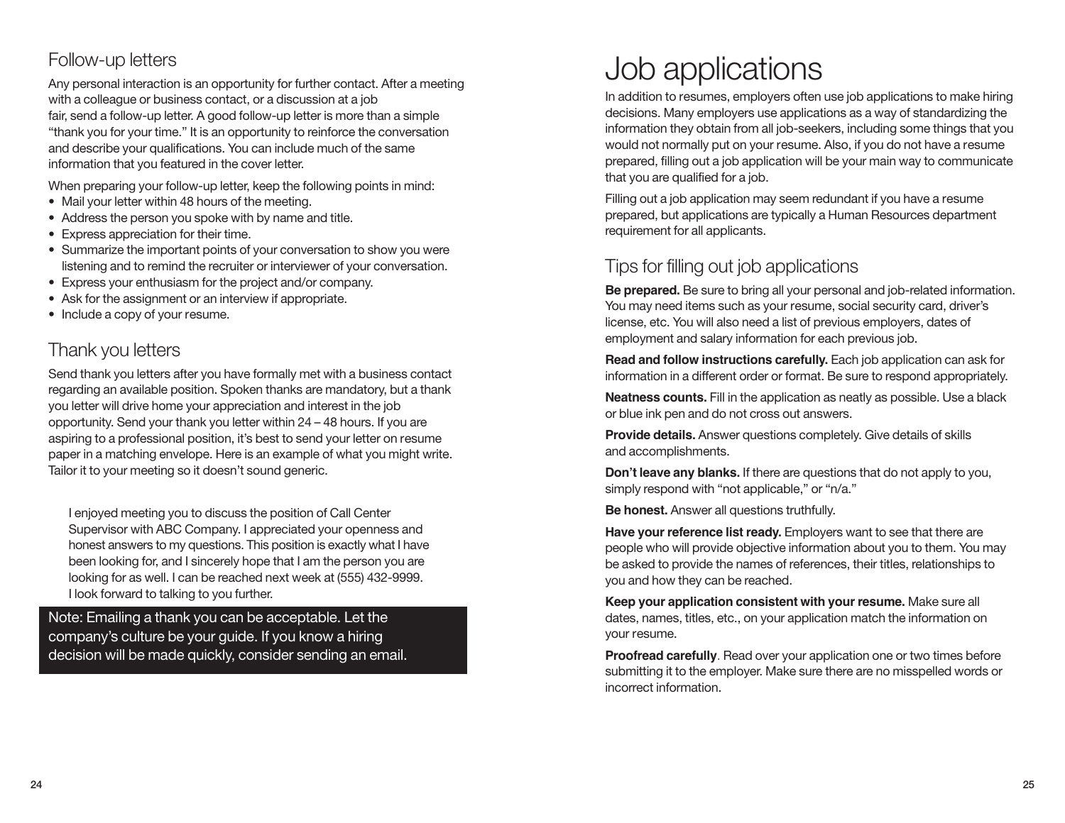## Follow-up letters

Any personal interaction is an opportunity for further contact. After a meeting with a colleague or business contact, or a discussion at a job fair, send a follow-up letter. A good follow-up letter is more than a simple "thank you for your time." It is an opportunity to reinforce the conversation and describe your qualifications. You can include much of the same information that you featured in the cover letter.

When preparing your follow-up letter, keep the following points in mind:

- Mail your letter within 48 hours of the meeting.
- Address the person you spoke with by name and title.
- Express appreciation for their time.
- Summarize the important points of your conversation to show you were listening and to remind the recruiter or interviewer of your conversation.
- Express your enthusiasm for the project and/or company.
- Ask for the assignment or an interview if appropriate.
- Include a copy of your resume.

## Thank you letters

Send thank you letters after you have formally met with a business contact regarding an available position. Spoken thanks are mandatory, but a thank you letter will drive home your appreciation and interest in the job opportunity. Send your thank you letter within 24 – 48 hours. If you are aspiring to a professional position, it's best to send your letter on resume paper in a matching envelope. Here is an example of what you might write. Tailor it to your meeting so it doesn't sound generic.

> I enjoyed meeting you to discuss the position of Call Center Supervisor with ABC Company. I appreciated your openness and honest answers to my questions. This position is exactly what I have been looking for, and I sincerely hope that I am the person you are looking for as well. I can be reached next week at (555) 432-9999. I look forward to talking to you further.

Note: Emailing a thank you can be acceptable. Let the company's culture be your guide. If you know a hiring decision will be made quickly, consider sending an email.

# Job applications

In addition to resumes, employers often use job applications to make hiring decisions. Many employers use applications as a way of standardizing the information they obtain from all job-seekers, including some things that you would not normally put on your resume. Also, if you do not have a resume prepared, filling out a job application will be your main way to communicate that you are qualified for a job.

Filling out a job application may seem redundant if you have a resume prepared, but applications are typically a Human Resources department requirement for all applicants.

## Tips for filling out job applications

**Be prepared.** Be sure to bring all your personal and job-related information. You may need items such as your resume, social security card, driver's license, etc. You will also need a list of previous employers, dates of employment and salary information for each previous job.

**Read and follow instructions carefully.** Each job application can ask for information in a different order or format. Be sure to respond appropriately.

**Neatness counts.** Fill in the application as neatly as possible. Use a black or blue ink pen and do not cross out answers.

**Provide details.** Answer questions completely. Give details of skills and accomplishments.

**Don't leave any blanks.** If there are questions that do not apply to you, simply respond with "not applicable," or "n/a."

**Be honest.** Answer all questions truthfully.

**Have your reference list ready.** Employers want to see that there are people who will provide objective information about you to them. You may be asked to provide the names of references, their titles, relationships to you and how they can be reached.

**Keep your application consistent with your resume.** Make sure all dates, names, titles, etc., on your application match the information on your resume.

**Proofread carefully**. Read over your application one or two times before submitting it to the employer. Make sure there are no misspelled words or incorrect information.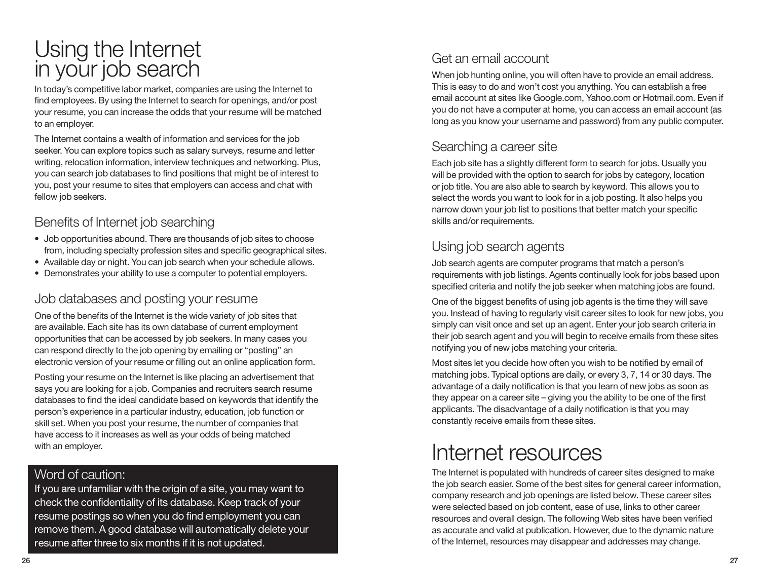# Using the Internet in your job search

In today's competitive labor market, companies are using the Internet to find employees. By using the Internet to search for openings, and/or post your resume, you can increase the odds that your resume will be matched to an employer.

The Internet contains a wealth of information and services for the job seeker. You can explore topics such as salary surveys, resume and letter writing, relocation information, interview techniques and networking. Plus, you can search job databases to find positions that might be of interest to you, post your resume to sites that employers can access and chat with fellow job seekers.

## Benefits of Internet job searching

- Job opportunities abound. There are thousands of job sites to choose from, including specialty profession sites and specific geographical sites.
- Available day or night. You can job search when your schedule allows.
- Demonstrates your ability to use a computer to potential employers.

## Job databases and posting your resume

One of the benefits of the Internet is the wide variety of job sites that are available. Each site has its own database of current employment opportunities that can be accessed by job seekers. In many cases you can respond directly to the job opening by emailing or "posting" an electronic version of your resume or filling out an online application form.

Posting your resume on the Internet is like placing an advertisement that says you are looking for a job. Companies and recruiters search resume databases to find the ideal candidate based on keywords that identify the person's experience in a particular industry, education, job function or skill set. When you post your resume, the number of companies that have access to it increases as well as your odds of being matched with an employer.

### Word of caution:

If you are unfamiliar with the origin of a site, you may want to check the confidentiality of its database. Keep track of your resume postings so when you do find employment you can remove them. A good database will automatically delete your resume after three to six months if it is not updated.

## Get an email account

When job hunting online, you will often have to provide an email address. This is easy to do and won't cost you anything. You can establish a free email account at sites like Google.com, Yahoo.com or Hotmail.com. Even if you do not have a computer at home, you can access an email account (as long as you know your username and password) from any public computer.

## Searching a career site

Each job site has a slightly different form to search for jobs. Usually you will be provided with the option to search for jobs by category, location or job title. You are also able to search by keyword. This allows you to select the words you want to look for in a job posting. It also helps you narrow down your job list to positions that better match your specific skills and/or requirements.

## Using job search agents

Job search agents are computer programs that match a person's requirements with job listings. Agents continually look for jobs based upon specified criteria and notify the job seeker when matching jobs are found.

One of the biggest benefits of using job agents is the time they will save you. Instead of having to regularly visit career sites to look for new jobs, you simply can visit once and set up an agent. Enter your job search criteria in their job search agent and you will begin to receive emails from these sites notifying you of new jobs matching your criteria.

Most sites let you decide how often you wish to be notified by email of matching jobs. Typical options are daily, or every 3, 7, 14 or 30 days. The advantage of a daily notification is that you learn of new jobs as soon as they appear on a career site – giving you the ability to be one of the first applicants. The disadvantage of a daily notification is that you may constantly receive emails from these sites.

# Internet resources

The Internet is populated with hundreds of career sites designed to make the job search easier. Some of the best sites for general career information, company research and job openings are listed below. These career sites were selected based on job content, ease of use, links to other career resources and overall design. The following Web sites have been verified as accurate and valid at publication. However, due to the dynamic nature of the Internet, resources may disappear and addresses may change.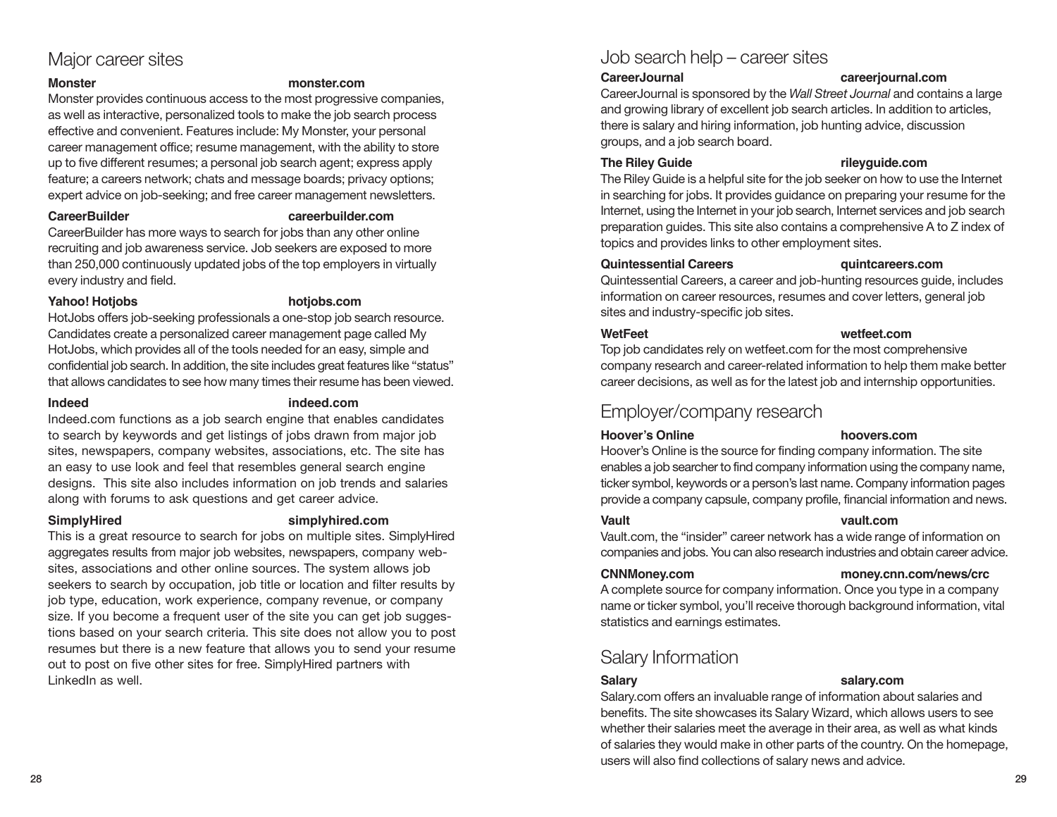## Major career sites

**Monster** **monster.com**

Monster provides continuous access to the most progressive companies, as well as interactive, personalized tools to make the job search process effective and convenient. Features include: My Monster, your personal career management office; resume management, with the ability to store up to five different resumes; a personal job search agent; express apply feature; a careers network; chats and message boards; privacy options; expert advice on job-seeking; and free career management newsletters.

**CareerBuilder** **careerbuilder.com**

CareerBuilder has more ways to search for jobs than any other online recruiting and job awareness service. Job seekers are exposed to more than 250,000 continuously updated jobs of the top employers in virtually every industry and field.

**Yahoo! Hotjobs** **hotjobs.com**

HotJobs offers job-seeking professionals a one-stop job search resource. Candidates create a personalized career management page called My HotJobs, which provides all of the tools needed for an easy, simple and confidential job search. In addition, the site includes great features like "status" that allows candidates to see how many times their resume has been viewed.

**Indeed** **indeed.com**

Indeed.com functions as a job search engine that enables candidates to search by keywords and get listings of jobs drawn from major job sites, newspapers, company websites, associations, etc. The site has an easy to use look and feel that resembles general search engine designs. This site also includes information on job trends and salaries along with forums to ask questions and get career advice.

**SimplyHired** **simplyhired.com**

This is a great resource to search for jobs on multiple sites. SimplyHired aggregates results from major job websites, newspapers, company websites, associations and other online sources. The system allows job seekers to search by occupation, job title or location and filter results by job type, education, work experience, company revenue, or company size. If you become a frequent user of the site you can get job suggestions based on your search criteria. This site does not allow you to post resumes but there is a new feature that allows you to send your resume out to post on five other sites for free. SimplyHired partners with LinkedIn as well.

## Job search help – career sites

**CareerJournal** **careerjournal.com**

CareerJournal is sponsored by the *Wall Street Journal* and contains a large and growing library of excellent job search articles. In addition to articles, there is salary and hiring information, job hunting advice, discussion groups, and a job search board.

**The Riley Guide** **rileyguide.com**

The Riley Guide is a helpful site for the job seeker on how to use the Internet in searching for jobs. It provides guidance on preparing your resume for the Internet, using the Internet in your job search, Internet services and job search preparation guides. This site also contains a comprehensive A to Z index of topics and provides links to other employment sites.

**Quintessential Careers** **quintcareers.com**

Quintessential Careers, a career and job-hunting resources guide, includes information on career resources, resumes and cover letters, general job sites and industry-specific job sites.

**WetFeet** **wetfeet.com**

Top job candidates rely on wetfeet.com for the most comprehensive company research and career-related information to help them make better career decisions, as well as for the latest job and internship opportunities.

## Employer/company research

**Hoover's Online** **hoovers.com**

Hoover's Online is the source for finding company information. The site enables a job searcher to find company information using the company name, ticker symbol, keywords or a person's last name. Company information pages provide a company capsule, company profile, financial information and news.

**Vault** **vault.com**

Vault.com, the "insider" career network has a wide range of information on companies and jobs. You can also research industries and obtain career advice.

**CNNMoney.com** **money.cnn.com/news/crc**

A complete source for company information. Once you type in a company name or ticker symbol, you'll receive thorough background information, vital statistics and earnings estimates.

## Salary Information

**Salary** **salary.com**

Salary.com offers an invaluable range of information about salaries and benefits. The site showcases its Salary Wizard, which allows users to see whether their salaries meet the average in their area, as well as what kinds of salaries they would make in other parts of the country. On the homepage, users will also find collections of salary news and advice.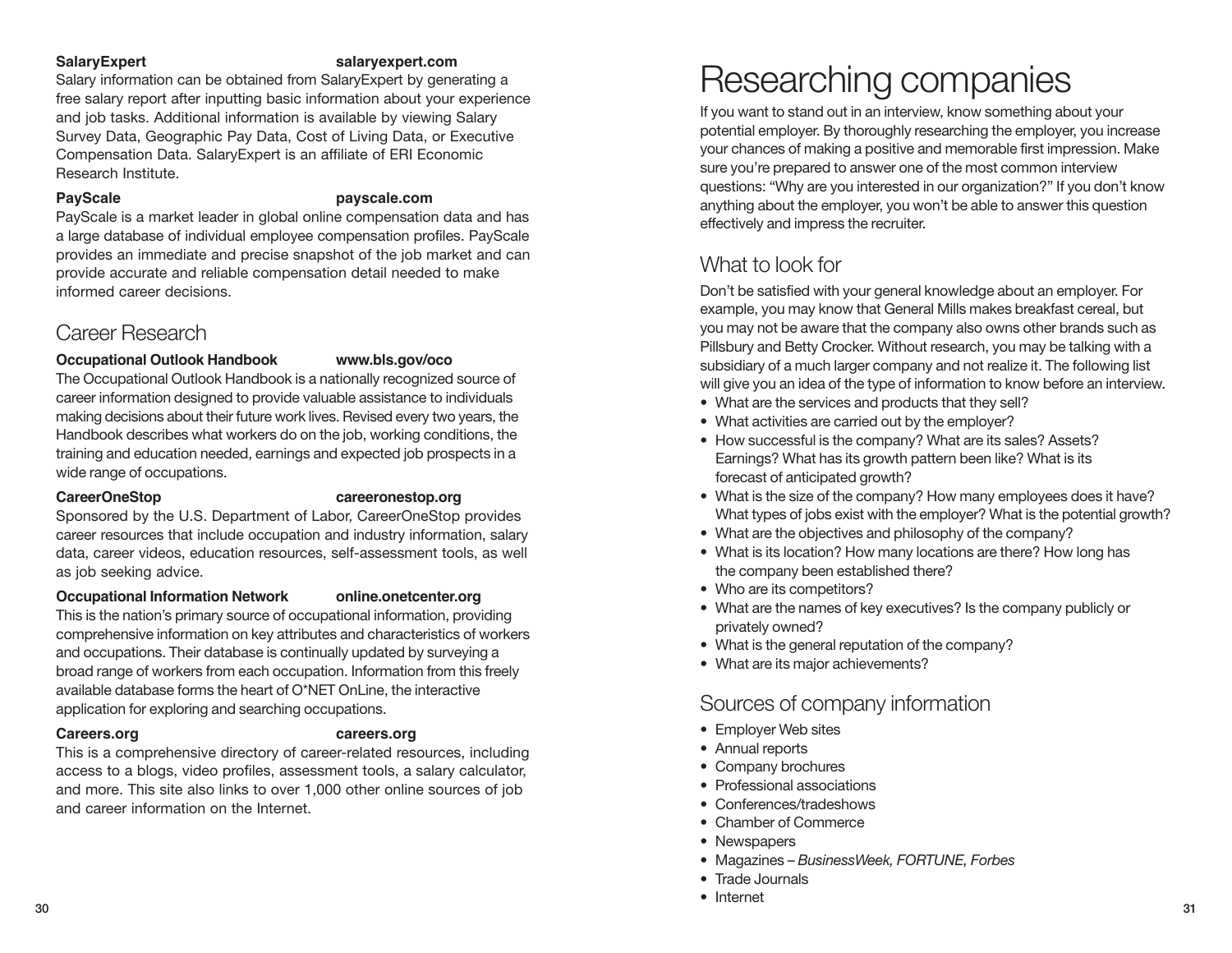**SalaryExpert** **salaryexpert.com**

Salary information can be obtained from SalaryExpert by generating a free salary report after inputting basic information about your experience and job tasks. Additional information is available by viewing Salary Survey Data, Geographic Pay Data, Cost of Living Data, or Executive Compensation Data. SalaryExpert is an affiliate of ERI Economic Research Institute.

**PayScale** **payscale.com**

PayScale is a market leader in global online compensation data and has a large database of individual employee compensation profiles. PayScale provides an immediate and precise snapshot of the job market and can provide accurate and reliable compensation detail needed to make informed career decisions.

## Career Research

**Occupational Outlook Handbook** **www.bls.gov/oco**

The Occupational Outlook Handbook is a nationally recognized source of career information designed to provide valuable assistance to individuals making decisions about their future work lives. Revised every two years, the Handbook describes what workers do on the job, working conditions, the training and education needed, earnings and expected job prospects in a wide range of occupations.

**CareerOneStop** **careeronestop.org**

Sponsored by the U.S. Department of Labor, CareerOneStop provides career resources that include occupation and industry information, salary data, career videos, education resources, self-assessment tools, as well as job seeking advice.

**Occupational Information Network** **online.onetcenter.org**

This is the nation's primary source of occupational information, providing comprehensive information on key attributes and characteristics of workers and occupations. Their database is continually updated by surveying a broad range of workers from each occupation. Information from this freely available database forms the heart of O*NET OnLine, the interactive application for exploring and searching occupations.

**Careers.org** **careers.org**

This is a comprehensive directory of career-related resources, including access to a blogs, video profiles, assessment tools, a salary calculator, and more. This site also links to over 1,000 other online sources of job and career information on the Internet.

# Researching companies

If you want to stand out in an interview, know something about your potential employer. By thoroughly researching the employer, you increase your chances of making a positive and memorable first impression. Make sure you're prepared to answer one of the most common interview questions: "Why are you interested in our organization?" If you don't know anything about the employer, you won't be able to answer this question effectively and impress the recruiter.

## What to look for

Don't be satisfied with your general knowledge about an employer. For example, you may know that General Mills makes breakfast cereal, but you may not be aware that the company also owns other brands such as Pillsbury and Betty Crocker. Without research, you may be talking with a subsidiary of a much larger company and not realize it. The following list will give you an idea of the type of information to know before an interview.

- What are the services and products that they sell?
- What activities are carried out by the employer?
- How successful is the company? What are its sales? Assets? Earnings? What has its growth pattern been like? What is its forecast of anticipated growth?
- What is the size of the company? How many employees does it have? What types of jobs exist with the employer? What is the potential growth?
- What are the objectives and philosophy of the company?
- What is its location? How many locations are there? How long has the company been established there?
- Who are its competitors?
- What are the names of key executives? Is the company publicly or privately owned?
- What is the general reputation of the company?
- What are its major achievements?

## Sources of company information

- Employer Web sites
- Annual reports
- Company brochures
- Professional associations
- Conferences/tradeshows
- Chamber of Commerce
- Newspapers
- Magazines – *BusinessWeek, FORTUNE, Forbes*
- Trade Journals
- Internet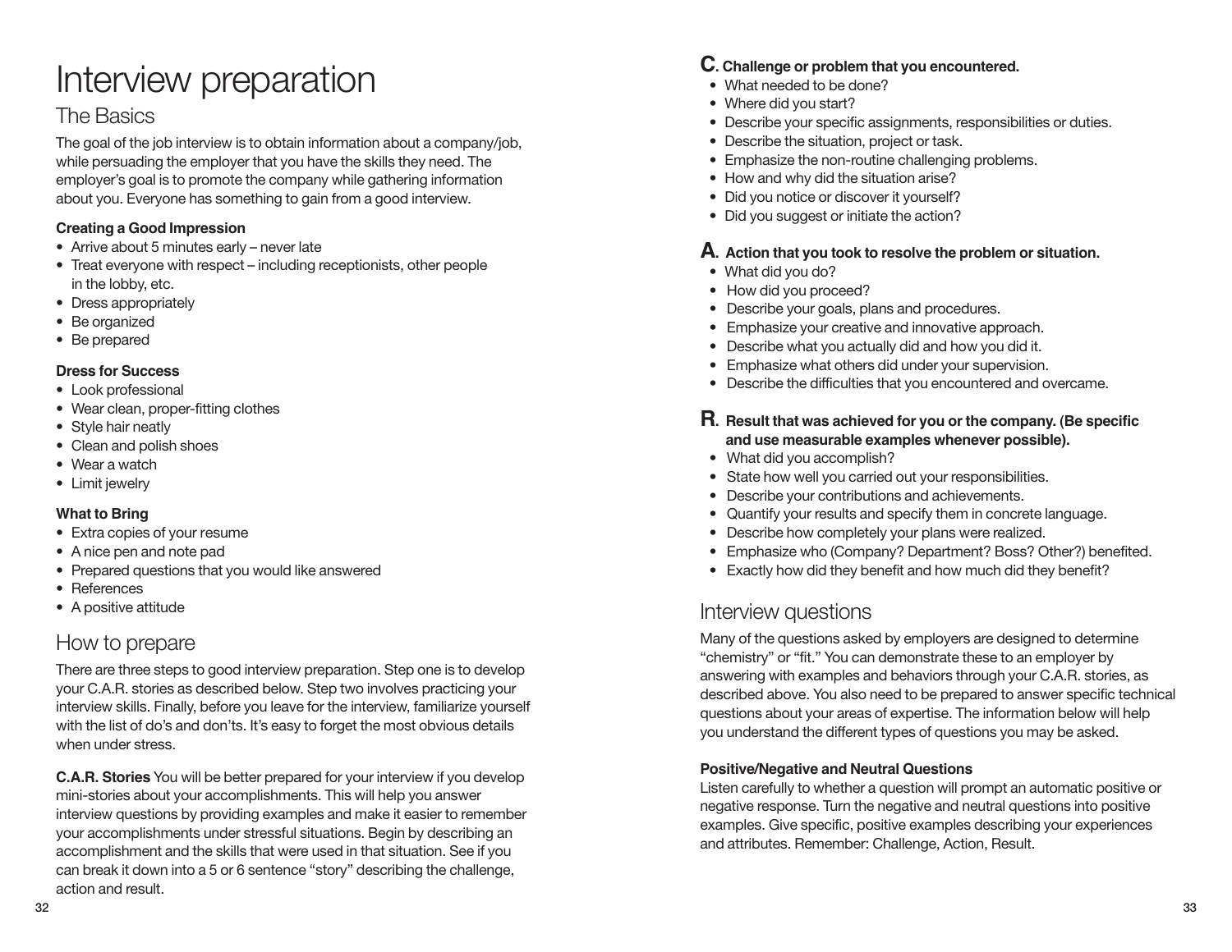# Interview preparation

## The Basics

The goal of the job interview is to obtain information about a company/job, while persuading the employer that you have the skills they need. The employer's goal is to promote the company while gathering information about you. Everyone has something to gain from a good interview.

**Creating a Good Impression**

- Arrive about 5 minutes early – never late
- Treat everyone with respect – including receptionists, other people in the lobby, etc.
- Dress appropriately
- Be organized
- Be prepared

**Dress for Success**

- Look professional
- Wear clean, proper-fitting clothes
- Style hair neatly
- Clean and polish shoes
- Wear a watch
- Limit jewelry

**What to Bring**

- Extra copies of your resume
- A nice pen and note pad
- Prepared questions that you would like answered
- References
- A positive attitude

## How to prepare

There are three steps to good interview preparation. Step one is to develop your C.A.R. stories as described below. Step two involves practicing your interview skills. Finally, before you leave for the interview, familiarize yourself with the list of do's and don'ts. It's easy to forget the most obvious details when under stress.

**C.A.R. Stories** You will be better prepared for your interview if you develop mini-stories about your accomplishments. This will help you answer interview questions by providing examples and make it easier to remember your accomplishments under stressful situations. Begin by describing an accomplishment and the skills that were used in that situation. See if you can break it down into a 5 or 6 sentence "story" describing the challenge, action and result.

**C. Challenge or problem that you encountered.**

- What needed to be done?
- Where did you start?
- Describe your specific assignments, responsibilities or duties.
- Describe the situation, project or task.
- Emphasize the non-routine challenging problems.
- How and why did the situation arise?
- Did you notice or discover it yourself?
- Did you suggest or initiate the action?

**A. Action that you took to resolve the problem or situation.**

- What did you do?
- How did you proceed?
- Describe your goals, plans and procedures.
- Emphasize your creative and innovative approach.
- Describe what you actually did and how you did it.
- Emphasize what others did under your supervision.
- Describe the difficulties that you encountered and overcame.

**R. Result that was achieved for you or the company. (Be specific and use measurable examples whenever possible).**

- What did you accomplish?
- State how well you carried out your responsibilities.
- Describe your contributions and achievements.
- Quantify your results and specify them in concrete language.
- Describe how completely your plans were realized.
- Emphasize who (Company? Department? Boss? Other?) benefited.
- Exactly how did they benefit and how much did they benefit?

## Interview questions

Many of the questions asked by employers are designed to determine "chemistry" or "fit." You can demonstrate these to an employer by answering with examples and behaviors through your C.A.R. stories, as described above. You also need to be prepared to answer specific technical questions about your areas of expertise. The information below will help you understand the different types of questions you may be asked.

**Positive/Negative and Neutral Questions**

Listen carefully to whether a question will prompt an automatic positive or negative response. Turn the negative and neutral questions into positive examples. Give specific, positive examples describing your experiences and attributes. Remember: Challenge, Action, Result.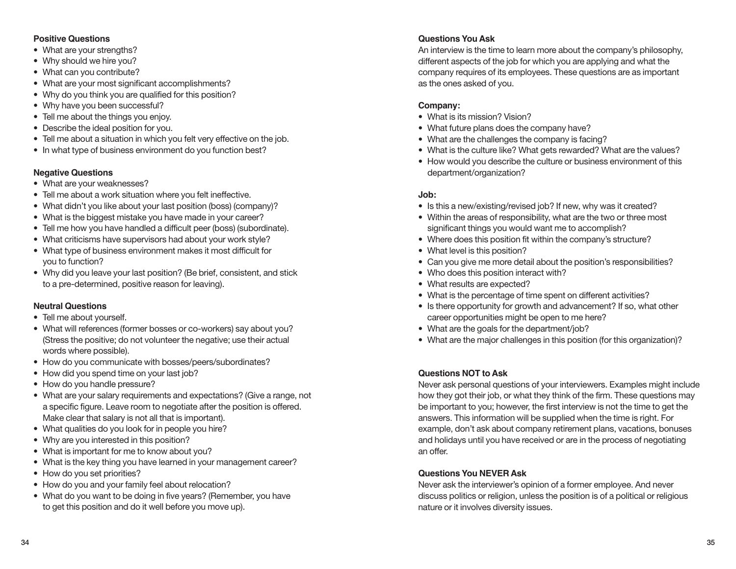**Positive Questions**

- What are your strengths?
- Why should we hire you?
- What can you contribute?
- What are your most significant accomplishments?
- Why do you think you are qualified for this position?
- Why have you been successful?
- Tell me about the things you enjoy.
- Describe the ideal position for you.
- Tell me about a situation in which you felt very effective on the job.
- In what type of business environment do you function best?

**Negative Questions**

- What are your weaknesses?
- Tell me about a work situation where you felt ineffective.
- What didn't you like about your last position (boss) (company)?
- What is the biggest mistake you have made in your career?
- Tell me how you have handled a difficult peer (boss) (subordinate).
- What criticisms have supervisors had about your work style?
- What type of business environment makes it most difficult for you to function?
- Why did you leave your last position? (Be brief, consistent, and stick to a pre-determined, positive reason for leaving).

**Neutral Questions**

- Tell me about yourself.
- What will references (former bosses or co-workers) say about you? (Stress the positive; do not volunteer the negative; use their actual words where possible).
- How do you communicate with bosses/peers/subordinates?
- How did you spend time on your last job?
- How do you handle pressure?
- What are your salary requirements and expectations? (Give a range, not a specific figure. Leave room to negotiate after the position is offered. Make clear that salary is not all that is important).
- What qualities do you look for in people you hire?
- Why are you interested in this position?
- What is important for me to know about you?
- What is the key thing you have learned in your management career?
- How do you set priorities?
- How do you and your family feel about relocation?
- What do you want to be doing in five years? (Remember, you have to get this position and do it well before you move up).

**Questions You Ask**

An interview is the time to learn more about the company's philosophy, different aspects of the job for which you are applying and what the company requires of its employees. These questions are as important as the ones asked of you.

**Company:**

- What is its mission? Vision?
- What future plans does the company have?
- What are the challenges the company is facing?
- What is the culture like? What gets rewarded? What are the values?
- How would you describe the culture or business environment of this department/organization?

**Job:**

- Is this a new/existing/revised job? If new, why was it created?
- Within the areas of responsibility, what are the two or three most significant things you would want me to accomplish?
- Where does this position fit within the company's structure?
- What level is this position?
- Can you give me more detail about the position's responsibilities?
- Who does this position interact with?
- What results are expected?
- What is the percentage of time spent on different activities?
- Is there opportunity for growth and advancement? If so, what other career opportunities might be open to me here?
- What are the goals for the department/job?
- What are the major challenges in this position (for this organization)?

**Questions NOT to Ask**

Never ask personal questions of your interviewers. Examples might include how they got their job, or what they think of the firm. These questions may be important to you; however, the first interview is not the time to get the answers. This information will be supplied when the time is right. For example, don't ask about company retirement plans, vacations, bonuses and holidays until you have received or are in the process of negotiating an offer.

**Questions You NEVER Ask**

Never ask the interviewer's opinion of a former employee. And never discuss politics or religion, unless the position is of a political or religious nature or it involves diversity issues.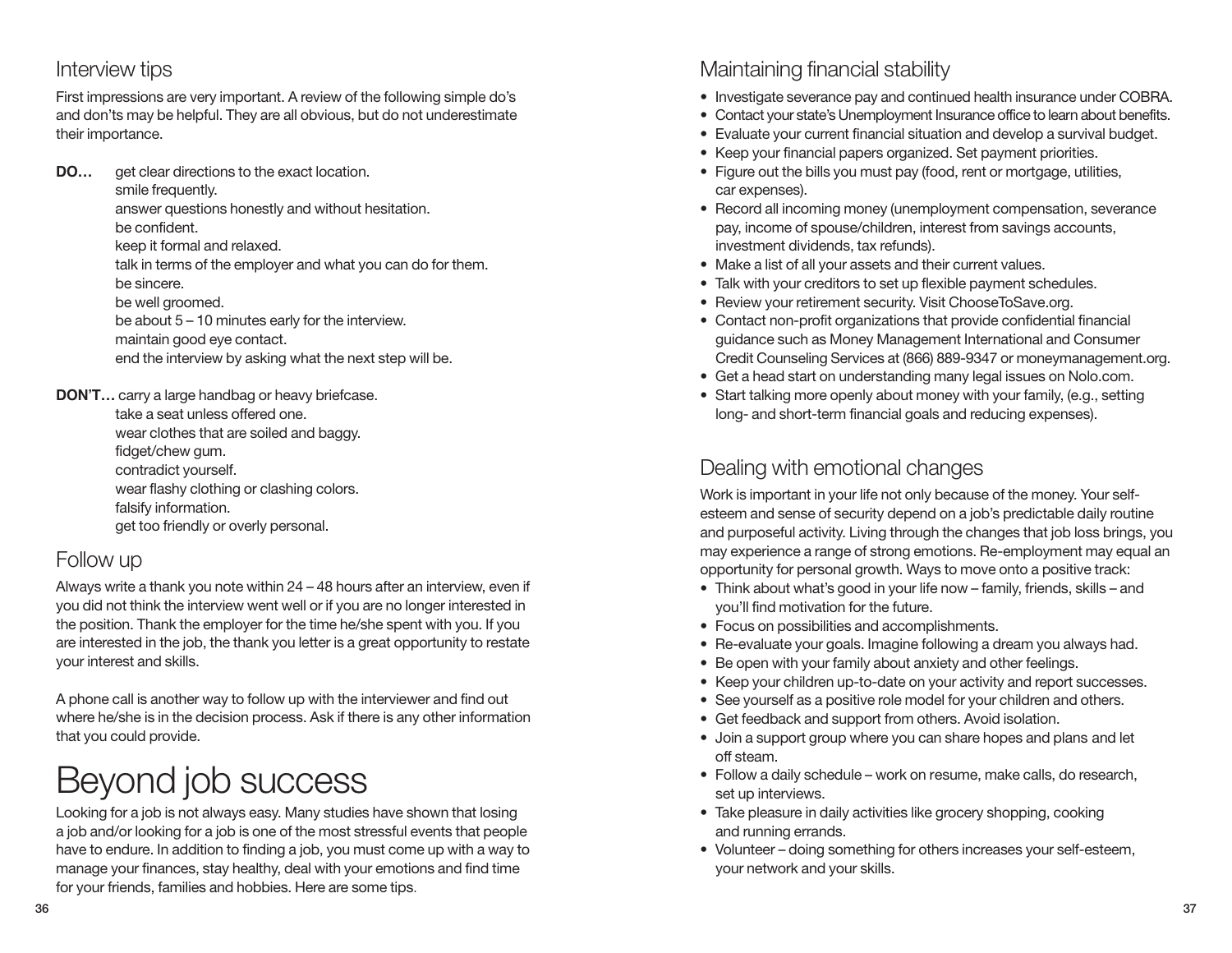## Interview tips

First impressions are very important. A review of the following simple do's and don'ts may be helpful. They are all obvious, but do not underestimate their importance.

**DO…**
- get clear directions to the exact location.
- smile frequently.
- answer questions honestly and without hesitation.
- be confident.
- keep it formal and relaxed.
- talk in terms of the employer and what you can do for them.
- be sincere.
- be well groomed.
- be about 5 – 10 minutes early for the interview.
- maintain good eye contact.
- end the interview by asking what the next step will be.

**DON'T…**
- carry a large handbag or heavy briefcase.
- take a seat unless offered one.
- wear clothes that are soiled and baggy.
- fidget/chew gum.
- contradict yourself.
- wear flashy clothing or clashing colors.
- falsify information.
- get too friendly or overly personal.

## Follow up

Always write a thank you note within 24 – 48 hours after an interview, even if you did not think the interview went well or if you are no longer interested in the position. Thank the employer for the time he/she spent with you. If you are interested in the job, the thank you letter is a great opportunity to restate your interest and skills.

A phone call is another way to follow up with the interviewer and find out where he/she is in the decision process. Ask if there is any other information that you could provide.

# Beyond job success

Looking for a job is not always easy. Many studies have shown that losing a job and/or looking for a job is one of the most stressful events that people have to endure. In addition to finding a job, you must come up with a way to manage your finances, stay healthy, deal with your emotions and find time for your friends, families and hobbies. Here are some tips.

## Maintaining financial stability

- Investigate severance pay and continued health insurance under COBRA.
- Contact your state's Unemployment Insurance office to learn about benefits.
- Evaluate your current financial situation and develop a survival budget.
- Keep your financial papers organized. Set payment priorities.
- Figure out the bills you must pay (food, rent or mortgage, utilities, car expenses).
- Record all incoming money (unemployment compensation, severance pay, income of spouse/children, interest from savings accounts, investment dividends, tax refunds).
- Make a list of all your assets and their current values.
- Talk with your creditors to set up flexible payment schedules.
- Review your retirement security. Visit ChooseToSave.org.
- Contact non-profit organizations that provide confidential financial guidance such as Money Management International and Consumer Credit Counseling Services at (866) 889-9347 or moneymanagement.org.
- Get a head start on understanding many legal issues on Nolo.com.
- Start talking more openly about money with your family, (e.g., setting long- and short-term financial goals and reducing expenses).

## Dealing with emotional changes

Work is important in your life not only because of the money. Your self-esteem and sense of security depend on a job's predictable daily routine and purposeful activity. Living through the changes that job loss brings, you may experience a range of strong emotions. Re-employment may equal an opportunity for personal growth. Ways to move onto a positive track:

- Think about what's good in your life now – family, friends, skills – and you'll find motivation for the future.
- Focus on possibilities and accomplishments.
- Re-evaluate your goals. Imagine following a dream you always had.
- Be open with your family about anxiety and other feelings.
- Keep your children up-to-date on your activity and report successes.
- See yourself as a positive role model for your children and others.
- Get feedback and support from others. Avoid isolation.
- Join a support group where you can share hopes and plans and let off steam.
- Follow a daily schedule – work on resume, make calls, do research, set up interviews.
- Take pleasure in daily activities like grocery shopping, cooking and running errands.
- Volunteer – doing something for others increases your self-esteem, your network and your skills.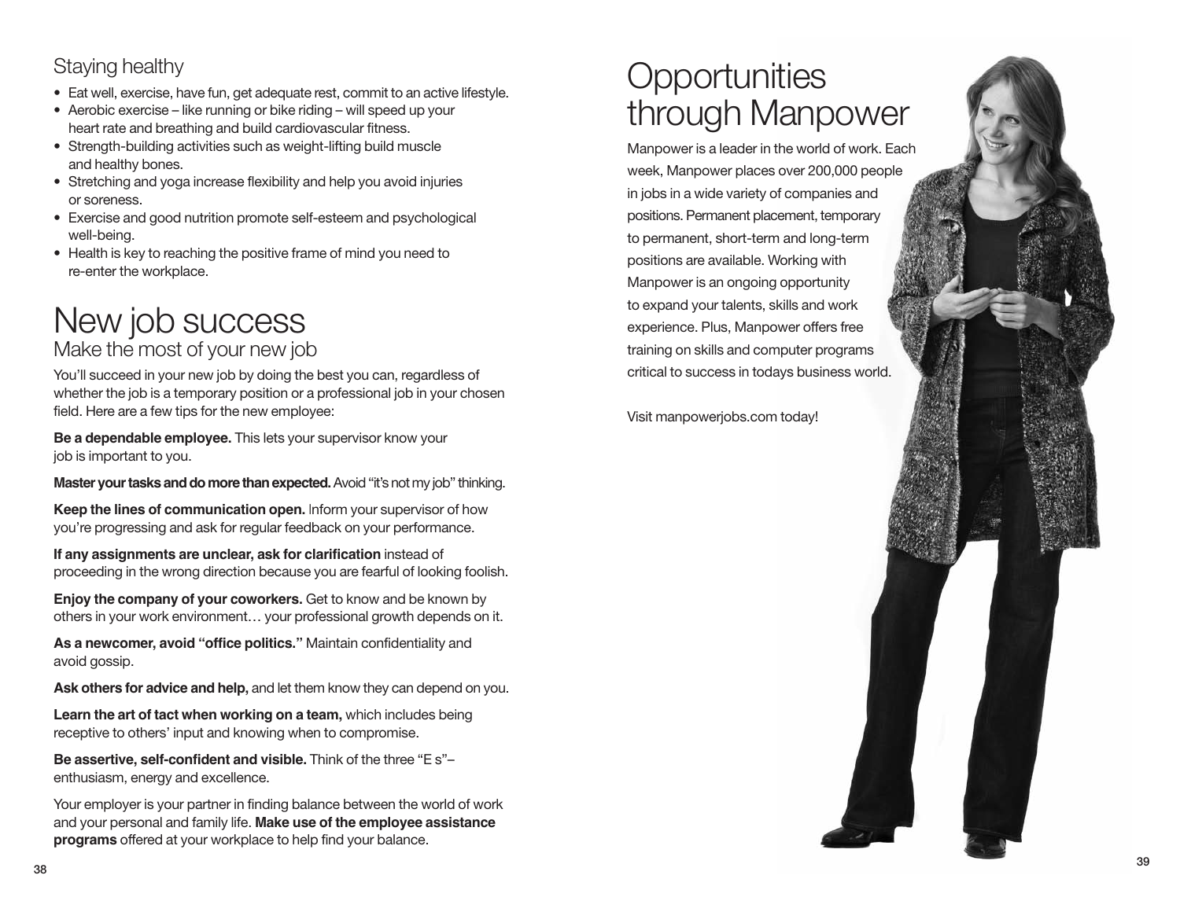### Staying healthy

- Eat well, exercise, have fun, get adequate rest, commit to an active lifestyle.
- Aerobic exercise – like running or bike riding – will speed up your heart rate and breathing and build cardiovascular fitness.
- Strength-building activities such as weight-lifting build muscle and healthy bones.
- Stretching and yoga increase flexibility and help you avoid injuries or soreness.
- Exercise and good nutrition promote self-esteem and psychological well-being.
- Health is key to reaching the positive frame of mind you need to re-enter the workplace.

# New job success

## Make the most of your new job

You'll succeed in your new job by doing the best you can, regardless of whether the job is a temporary position or a professional job in your chosen field. Here are a few tips for the new employee:

**Be a dependable employee.** This lets your supervisor know your job is important to you.

**Master your tasks and do more than expected.** Avoid "it's not my job" thinking.

**Keep the lines of communication open.** Inform your supervisor of how you're progressing and ask for regular feedback on your performance.

**If any assignments are unclear, ask for clarification** instead of proceeding in the wrong direction because you are fearful of looking foolish.

**Enjoy the company of your coworkers.** Get to know and be known by others in your work environment… your professional growth depends on it.

**As a newcomer, avoid "office politics."** Maintain confidentiality and avoid gossip.

**Ask others for advice and help,** and let them know they can depend on you.

**Learn the art of tact when working on a team,** which includes being receptive to others' input and knowing when to compromise.

**Be assertive, self-confident and visible.** Think of the three "E s"– enthusiasm, energy and excellence.

Your employer is your partner in finding balance between the world of work and your personal and family life. **Make use of the employee assistance programs** offered at your workplace to help find your balance.

# Opportunities through Manpower

Manpower is a leader in the world of work. Each week, Manpower places over 200,000 people in jobs in a wide variety of companies and positions. Permanent placement, temporary to permanent, short-term and long-term positions are available. Working with Manpower is an ongoing opportunity to expand your talents, skills and work experience. Plus, Manpower offers free training on skills and computer programs critical to success in todays business world.

Visit manpowerjobs.com today!